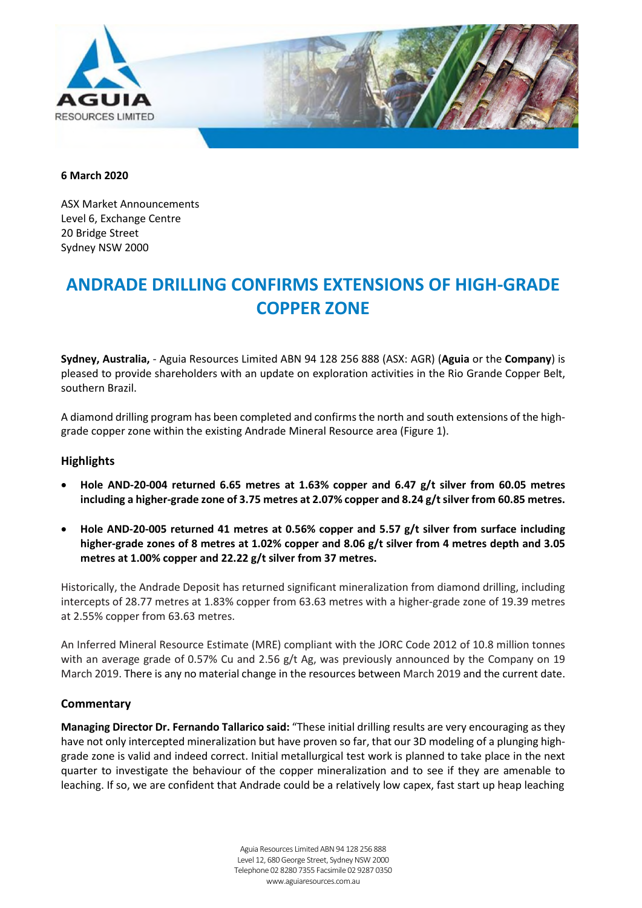**6 March 2020**

ASX Market Announcements
Level 6, Exchange Centre
20 Bridge Street
Sydney NSW 2000

# ANDRADE DRILLING CONFIRMS EXTENSIONS OF HIGH-GRADE COPPER ZONE

**Sydney, Australia,** - Aguia Resources Limited ABN 94 128 256 888 (ASX: AGR) (**Aguia** or the **Company**) is pleased to provide shareholders with an update on exploration activities in the Rio Grande Copper Belt, southern Brazil.

A diamond drilling program has been completed and confirms the north and south extensions of the high-grade copper zone within the existing Andrade Mineral Resource area (Figure 1).

## Highlights

- **Hole AND-20-004 returned 6.65 metres at 1.63% copper and 6.47 g/t silver from 60.05 metres including a higher-grade zone of 3.75 metres at 2.07% copper and 8.24 g/t silver from 60.85 metres.**
- **Hole AND-20-005 returned 41 metres at 0.56% copper and 5.57 g/t silver from surface including higher-grade zones of 8 metres at 1.02% copper and 8.06 g/t silver from 4 metres depth and 3.05 metres at 1.00% copper and 22.22 g/t silver from 37 metres.**

Historically, the Andrade Deposit has returned significant mineralization from diamond drilling, including intercepts of 28.77 metres at 1.83% copper from 63.63 metres with a higher-grade zone of 19.39 metres at 2.55% copper from 63.63 metres.

An Inferred Mineral Resource Estimate (MRE) compliant with the JORC Code 2012 of 10.8 million tonnes with an average grade of 0.57% Cu and 2.56 g/t Ag, was previously announced by the Company on 19 March 2019. There is any no material change in the resources between March 2019 and the current date.

## Commentary

**Managing Director Dr. Fernando Tallarico said:** "These initial drilling results are very encouraging as they have not only intercepted mineralization but have proven so far, that our 3D modeling of a plunging high-grade zone is valid and indeed correct. Initial metallurgical test work is planned to take place in the next quarter to investigate the behaviour of the copper mineralization and to see if they are amenable to leaching. If so, we are confident that Andrade could be a relatively low capex, fast start up heap leaching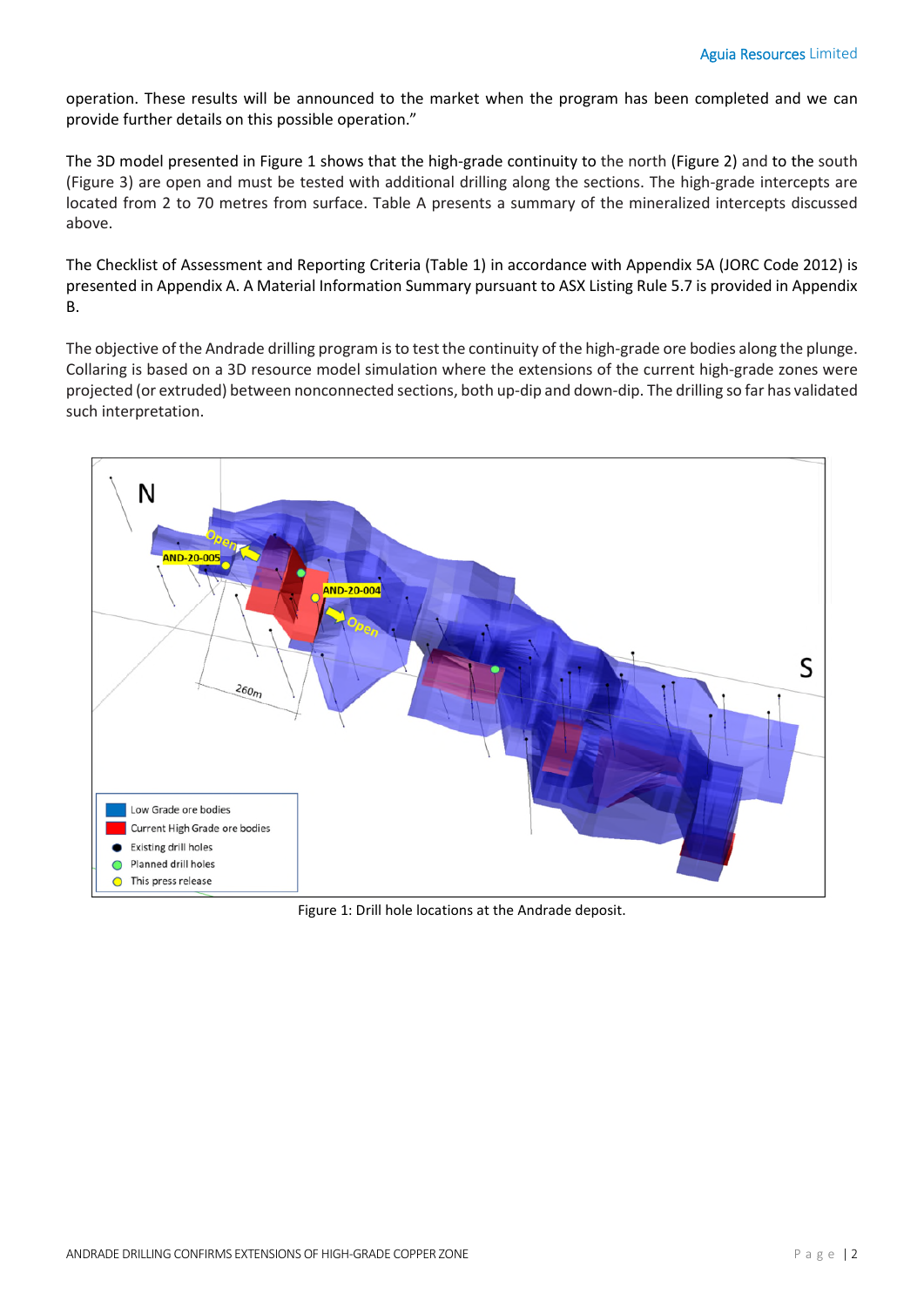operation. These results will be announced to the market when the program has been completed and we can provide further details on this possible operation."

The 3D model presented in Figure 1 shows that the high-grade continuity to the north (Figure 2) and to the south (Figure 3) are open and must be tested with additional drilling along the sections. The high-grade intercepts are located from 2 to 70 metres from surface. Table A presents a summary of the mineralized intercepts discussed above.

The Checklist of Assessment and Reporting Criteria (Table 1) in accordance with Appendix 5A (JORC Code 2012) is presented in Appendix A. A Material Information Summary pursuant to ASX Listing Rule 5.7 is provided in Appendix B.

The objective of the Andrade drilling program is to test the continuity of the high-grade ore bodies along the plunge. Collaring is based on a 3D resource model simulation where the extensions of the current high-grade zones were projected (or extruded) between nonconnected sections, both up-dip and down-dip. The drilling so far has validated such interpretation.

Figure 1: Drill hole locations at the Andrade deposit.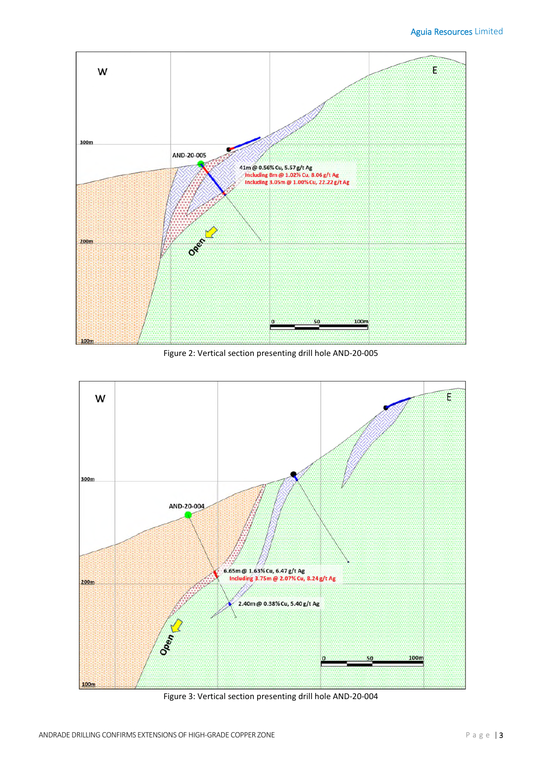Figure 2: Vertical section presenting drill hole AND-20-005

Figure 3: Vertical section presenting drill hole AND-20-004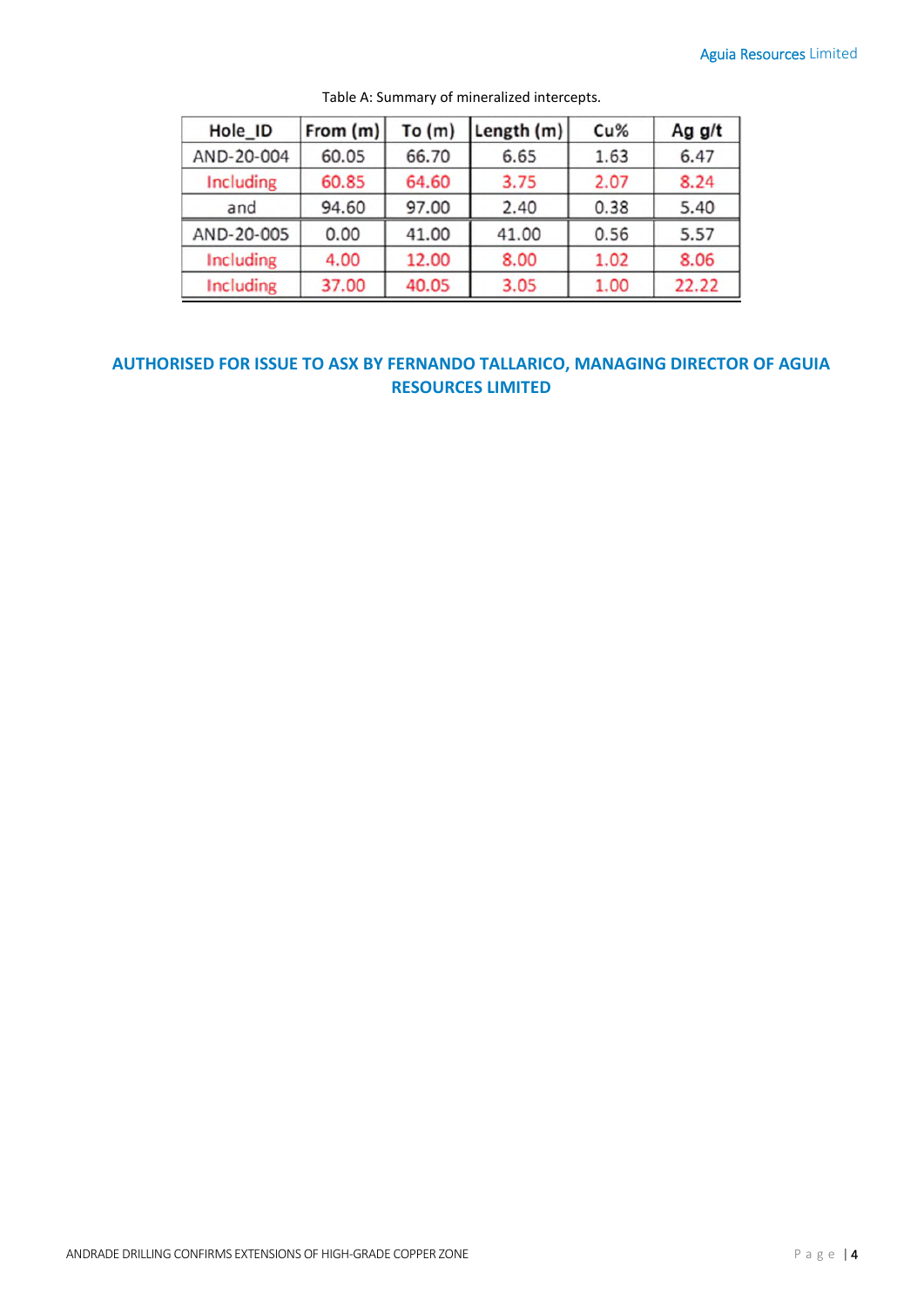Table A: Summary of mineralized intercepts.

| Hole_ID | From (m) | To (m) | Length (m) | Cu% | Ag g/t |
|---|---|---|---|---|---|
| AND-20-004 | 60.05 | 66.70 | 6.65 | 1.63 | 6.47 |
| Including | 60.85 | 64.60 | 3.75 | 2.07 | 8.24 |
| and | 94.60 | 97.00 | 2.40 | 0.38 | 5.40 |
| AND-20-005 | 0.00 | 41.00 | 41.00 | 0.56 | 5.57 |
| Including | 4.00 | 12.00 | 8.00 | 1.02 | 8.06 |
| Including | 37.00 | 40.05 | 3.05 | 1.00 | 22.22 |

**AUTHORISED FOR ISSUE TO ASX BY FERNANDO TALLARICO, MANAGING DIRECTOR OF AGUIA RESOURCES LIMITED**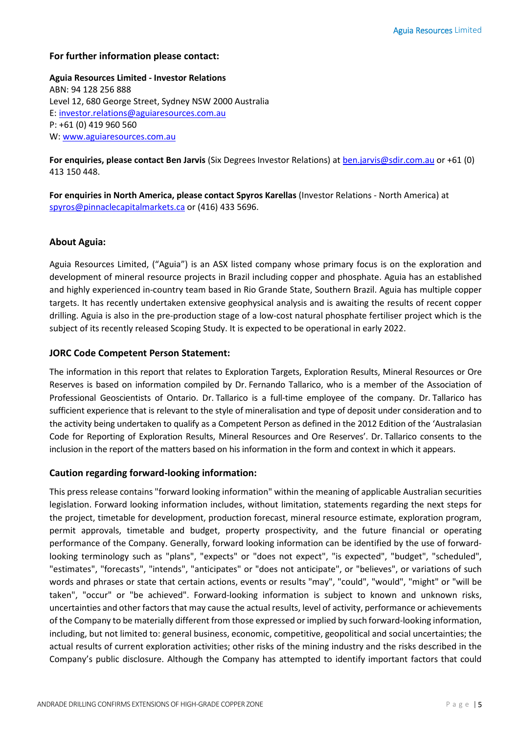### For further information please contact:

**Aguia Resources Limited - Investor Relations**
ABN: 94 128 256 888
Level 12, 680 George Street, Sydney NSW 2000 Australia
E: investor.relations@aguiaresources.com.au
P: +61 (0) 419 960 560
W: www.aguiaresources.com.au

**For enquiries, please contact Ben Jarvis** (Six Degrees Investor Relations) at ben.jarvis@sdir.com.au or +61 (0) 413 150 448.

**For enquiries in North America, please contact Spyros Karellas** (Investor Relations - North America) at spyros@pinnaclecapitalmarkets.ca or (416) 433 5696.

### About Aguia:

Aguia Resources Limited, ("Aguia") is an ASX listed company whose primary focus is on the exploration and development of mineral resource projects in Brazil including copper and phosphate. Aguia has an established and highly experienced in-country team based in Rio Grande State, Southern Brazil. Aguia has multiple copper targets. It has recently undertaken extensive geophysical analysis and is awaiting the results of recent copper drilling. Aguia is also in the pre-production stage of a low-cost natural phosphate fertiliser project which is the subject of its recently released Scoping Study. It is expected to be operational in early 2022.

### JORC Code Competent Person Statement:

The information in this report that relates to Exploration Targets, Exploration Results, Mineral Resources or Ore Reserves is based on information compiled by Dr. Fernando Tallarico, who is a member of the Association of Professional Geoscientists of Ontario. Dr. Tallarico is a full-time employee of the company. Dr. Tallarico has sufficient experience that is relevant to the style of mineralisation and type of deposit under consideration and to the activity being undertaken to qualify as a Competent Person as defined in the 2012 Edition of the 'Australasian Code for Reporting of Exploration Results, Mineral Resources and Ore Reserves'. Dr. Tallarico consents to the inclusion in the report of the matters based on his information in the form and context in which it appears.

### Caution regarding forward-looking information:

This press release contains "forward looking information" within the meaning of applicable Australian securities legislation. Forward looking information includes, without limitation, statements regarding the next steps for the project, timetable for development, production forecast, mineral resource estimate, exploration program, permit approvals, timetable and budget, property prospectivity, and the future financial or operating performance of the Company. Generally, forward looking information can be identified by the use of forward-looking terminology such as "plans", "expects" or "does not expect", "is expected", "budget", "scheduled", "estimates", "forecasts", "intends", "anticipates" or "does not anticipate", or "believes", or variations of such words and phrases or state that certain actions, events or results "may", "could", "would", "might" or "will be taken", "occur" or "be achieved". Forward-looking information is subject to known and unknown risks, uncertainties and other factors that may cause the actual results, level of activity, performance or achievements of the Company to be materially different from those expressed or implied by such forward-looking information, including, but not limited to: general business, economic, competitive, geopolitical and social uncertainties; the actual results of current exploration activities; other risks of the mining industry and the risks described in the Company's public disclosure. Although the Company has attempted to identify important factors that could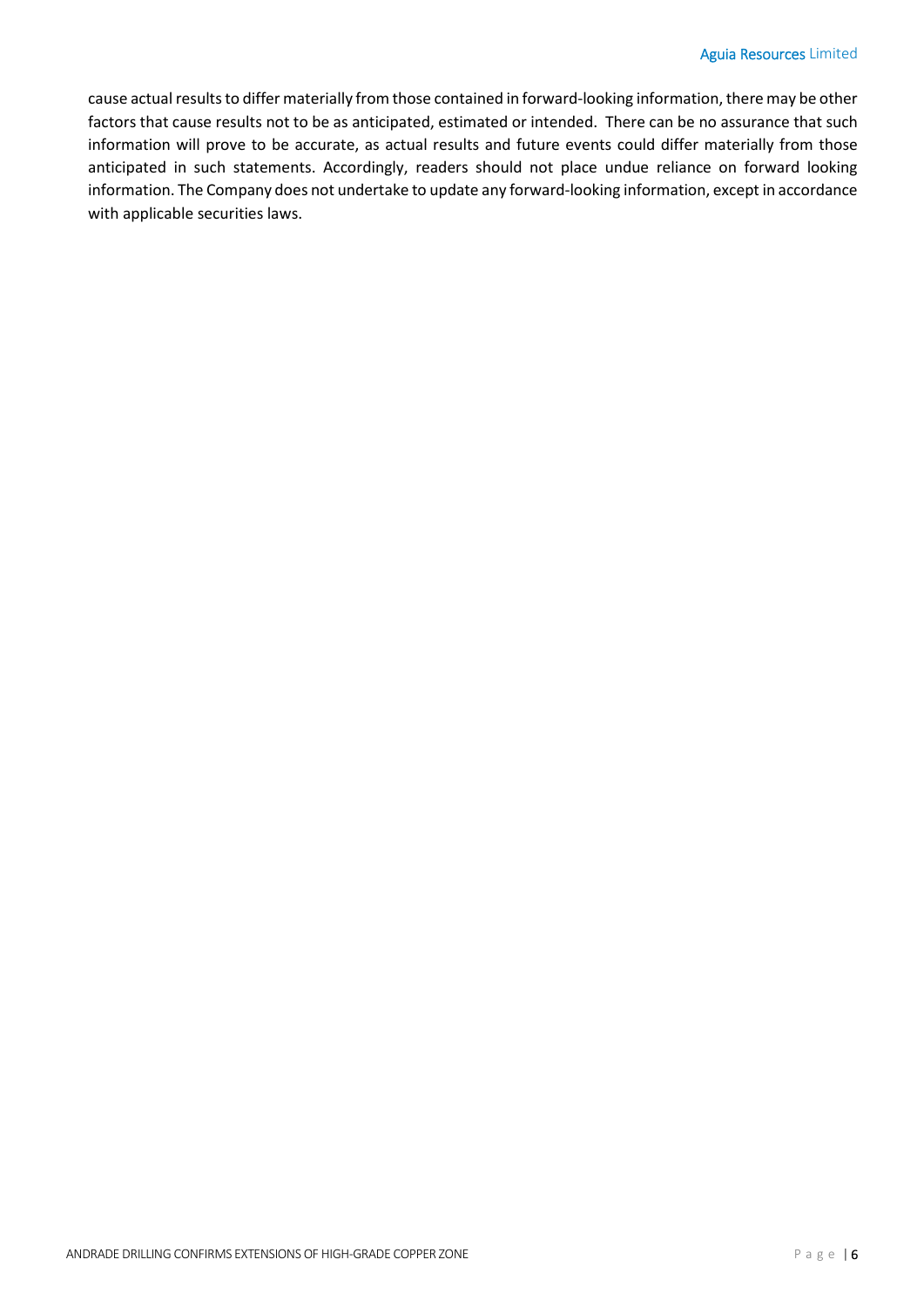cause actual results to differ materially from those contained in forward-looking information, there may be other factors that cause results not to be as anticipated, estimated or intended. There can be no assurance that such information will prove to be accurate, as actual results and future events could differ materially from those anticipated in such statements. Accordingly, readers should not place undue reliance on forward looking information. The Company does not undertake to update any forward-looking information, except in accordance with applicable securities laws.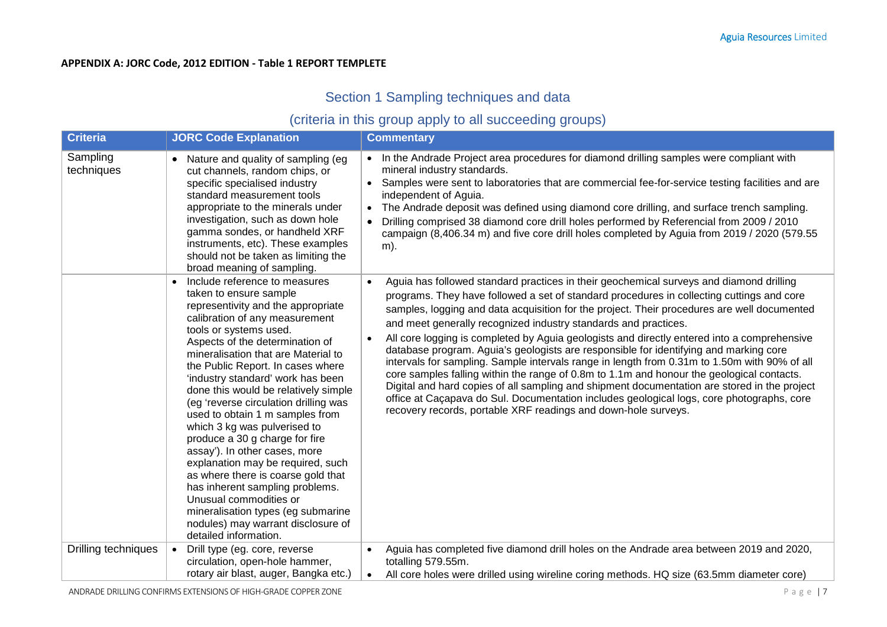**APPENDIX A: JORC Code, 2012 EDITION - Table 1 REPORT TEMPLETE**

## Section 1 Sampling techniques and data

## (criteria in this group apply to all succeeding groups)

| Criteria | JORC Code Explanation | Commentary |
|---|---|---|
| Sampling techniques | • Nature and quality of sampling (eg cut channels, random chips, or specific specialised industry standard measurement tools appropriate to the minerals under investigation, such as down hole gamma sondes, or handheld XRF instruments, etc). These examples should not be taken as limiting the broad meaning of sampling. | • In the Andrade Project area procedures for diamond drilling samples were compliant with mineral industry standards.<br>• Samples were sent to laboratories that are commercial fee-for-service testing facilities and are independent of Aguia.<br>• The Andrade deposit was defined using diamond core drilling, and surface trench sampling.<br>• Drilling comprised 38 diamond core drill holes performed by Referencial from 2009 / 2010 campaign (8,406.34 m) and five core drill holes completed by Aguia from 2019 / 2020 (579.55 m). |
| | • Include reference to measures taken to ensure sample representivity and the appropriate calibration of any measurement tools or systems used.<br>Aspects of the determination of mineralisation that are Material to the Public Report. In cases where 'industry standard' work has been done this would be relatively simple (eg 'reverse circulation drilling was used to obtain 1 m samples from which 3 kg was pulverised to produce a 30 g charge for fire assay'). In other cases, more explanation may be required, such as where there is coarse gold that has inherent sampling problems. Unusual commodities or mineralisation types (eg submarine nodules) may warrant disclosure of detailed information. | • Aguia has followed standard practices in their geochemical surveys and diamond drilling programs. They have followed a set of standard procedures in collecting cuttings and core samples, logging and data acquisition for the project. Their procedures are well documented and meet generally recognized industry standards and practices.<br>• All core logging is completed by Aguia geologists and directly entered into a comprehensive database program. Aguia's geologists are responsible for identifying and marking core intervals for sampling. Sample intervals range in length from 0.31m to 1.50m with 90% of all core samples falling within the range of 0.8m to 1.1m and honour the geological contacts. Digital and hard copies of all sampling and shipment documentation are stored in the project office at Caçapava do Sul. Documentation includes geological logs, core photographs, core recovery records, portable XRF readings and down-hole surveys. |
| Drilling techniques | • Drill type (eg. core, reverse circulation, open-hole hammer, rotary air blast, auger, Bangka etc.) | • Aguia has completed five diamond drill holes on the Andrade area between 2019 and 2020, totalling 579.55m.<br>• All core holes were drilled using wireline coring methods. HQ size (63.5mm diameter core) |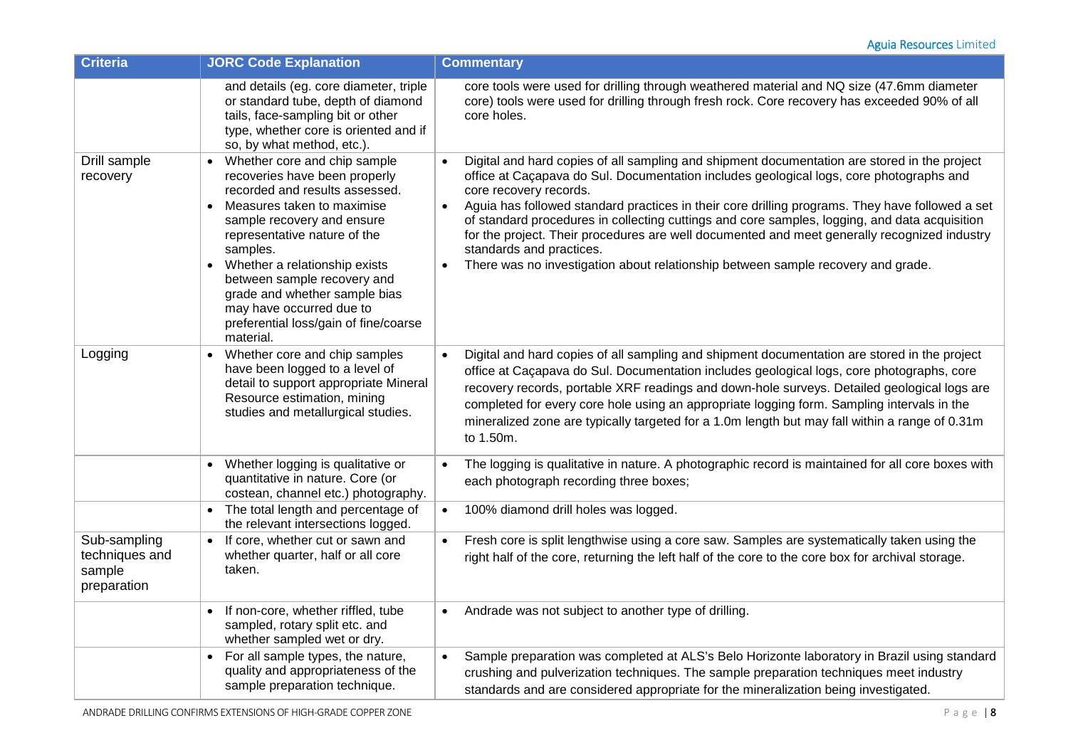| Criteria | JORC Code Explanation | Commentary |
|---|---|---|
| | and details (eg. core diameter, triple or standard tube, depth of diamond tails, face-sampling bit or other type, whether core is oriented and if so, by what method, etc.). | core tools were used for drilling through weathered material and NQ size (47.6mm diameter core) tools were used for drilling through fresh rock. Core recovery has exceeded 90% of all core holes. |
| Drill sample recovery | • Whether core and chip sample recoveries have been properly recorded and results assessed.<br>• Measures taken to maximise sample recovery and ensure representative nature of the samples.<br>• Whether a relationship exists between sample recovery and grade and whether sample bias may have occurred due to preferential loss/gain of fine/coarse material. | • Digital and hard copies of all sampling and shipment documentation are stored in the project office at Caçapava do Sul. Documentation includes geological logs, core photographs and core recovery records.<br>• Aguia has followed standard practices in their core drilling programs. They have followed a set of standard procedures in collecting cuttings and core samples, logging, and data acquisition for the project. Their procedures are well documented and meet generally recognized industry standards and practices.<br>• There was no investigation about relationship between sample recovery and grade. |
| Logging | • Whether core and chip samples have been logged to a level of detail to support appropriate Mineral Resource estimation, mining studies and metallurgical studies. | • Digital and hard copies of all sampling and shipment documentation are stored in the project office at Caçapava do Sul. Documentation includes geological logs, core photographs, core recovery records, portable XRF readings and down-hole surveys. Detailed geological logs are completed for every core hole using an appropriate logging form. Sampling intervals in the mineralized zone are typically targeted for a 1.0m length but may fall within a range of 0.31m to 1.50m. |
| | • Whether logging is qualitative or quantitative in nature. Core (or costean, channel etc.) photography. | • The logging is qualitative in nature. A photographic record is maintained for all core boxes with each photograph recording three boxes; |
| | • The total length and percentage of the relevant intersections logged. | • 100% diamond drill holes was logged. |
| Sub-sampling techniques and sample preparation | • If core, whether cut or sawn and whether quarter, half or all core taken. | • Fresh core is split lengthwise using a core saw. Samples are systematically taken using the right half of the core, returning the left half of the core to the core box for archival storage. |
| | • If non-core, whether riffled, tube sampled, rotary split etc. and whether sampled wet or dry. | • Andrade was not subject to another type of drilling. |
| | • For all sample types, the nature, quality and appropriateness of the sample preparation technique. | • Sample preparation was completed at ALS's Belo Horizonte laboratory in Brazil using standard crushing and pulverization techniques. The sample preparation techniques meet industry standards and are considered appropriate for the mineralization being investigated. |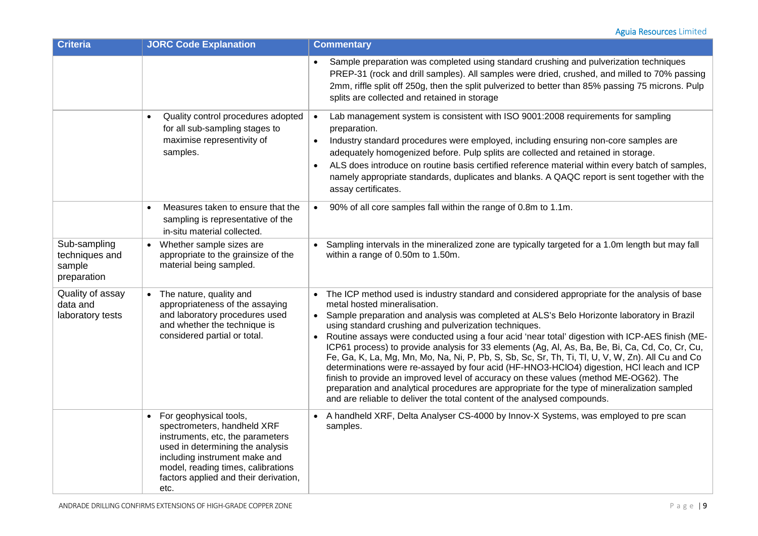| Criteria | JORC Code Explanation | Commentary |
|---|---|---|
| | | • Sample preparation was completed using standard crushing and pulverization techniques PREP-31 (rock and drill samples). All samples were dried, crushed, and milled to 70% passing 2mm, riffle split off 250g, then the split pulverized to better than 85% passing 75 microns. Pulp splits are collected and retained in storage |
| | • Quality control procedures adopted for all sub-sampling stages to maximise representivity of samples. | • Lab management system is consistent with ISO 9001:2008 requirements for sampling preparation.<br>• Industry standard procedures were employed, including ensuring non-core samples are adequately homogenized before. Pulp splits are collected and retained in storage.<br>• ALS does introduce on routine basis certified reference material within every batch of samples, namely appropriate standards, duplicates and blanks. A QAQC report is sent together with the assay certificates. |
| | • Measures taken to ensure that the sampling is representative of the in-situ material collected. | • 90% of all core samples fall within the range of 0.8m to 1.1m. |
| Sub-sampling techniques and sample preparation | • Whether sample sizes are appropriate to the grainsize of the material being sampled. | • Sampling intervals in the mineralized zone are typically targeted for a 1.0m length but may fall within a range of 0.50m to 1.50m. |
| Quality of assay data and laboratory tests | • The nature, quality and appropriateness of the assaying and laboratory procedures used and whether the technique is considered partial or total. | • The ICP method used is industry standard and considered appropriate for the analysis of base metal hosted mineralisation.<br>• Sample preparation and analysis was completed at ALS's Belo Horizonte laboratory in Brazil using standard crushing and pulverization techniques.<br>• Routine assays were conducted using a four acid 'near total' digestion with ICP-AES finish (ME-ICP61 process) to provide analysis for 33 elements (Ag, Al, As, Ba, Be, Bi, Ca, Cd, Co, Cr, Cu, Fe, Ga, K, La, Mg, Mn, Mo, Na, Ni, P, Pb, S, Sb, Sc, Sr, Th, Ti, Tl, U, V, W, Zn). All Cu and Co determinations were re-assayed by four acid (HF-HNO3-HClO4) digestion, HCl leach and ICP finish to provide an improved level of accuracy on these values (method ME-OG62). The preparation and analytical procedures are appropriate for the type of mineralization sampled and are reliable to deliver the total content of the analysed compounds. |
| | • For geophysical tools, spectrometers, handheld XRF instruments, etc, the parameters used in determining the analysis including instrument make and model, reading times, calibrations factors applied and their derivation, etc. | • A handheld XRF, Delta Analyser CS-4000 by Innov-X Systems, was employed to pre scan samples. |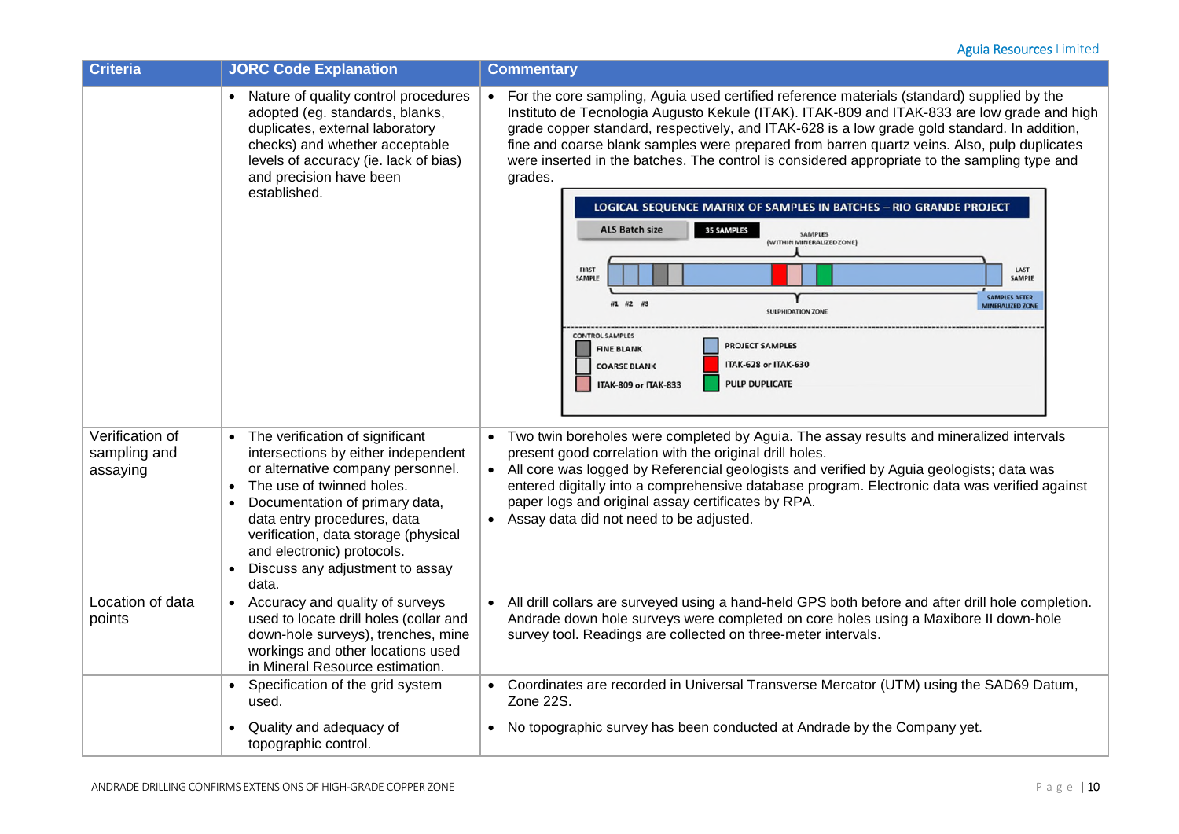| Criteria | JORC Code Explanation | Commentary |
|---|---|---|
| | • Nature of quality control procedures adopted (eg. standards, blanks, duplicates, external laboratory checks) and whether acceptable levels of accuracy (ie. lack of bias) and precision have been established. | • For the core sampling, Aguia used certified reference materials (standard) supplied by the Instituto de Tecnologia Augusto Kekule (ITAK). ITAK-809 and ITAK-833 are low grade and high grade copper standard, respectively, and ITAK-628 is a low grade gold standard. In addition, fine and coarse blank samples were prepared from barren quartz veins. Also, pulp duplicates were inserted in the batches. The control is considered appropriate to the sampling type and grades. |
| Verification of sampling and assaying | • The verification of significant intersections by either independent or alternative company personnel.<br>• The use of twinned holes.<br>• Documentation of primary data, data entry procedures, data verification, data storage (physical and electronic) protocols.<br>• Discuss any adjustment to assay data. | • Two twin boreholes were completed by Aguia. The assay results and mineralized intervals present good correlation with the original drill holes.<br>• All core was logged by Referencial geologists and verified by Aguia geologists; data was entered digitally into a comprehensive database program. Electronic data was verified against paper logs and original assay certificates by RPA.<br>• Assay data did not need to be adjusted. |
| Location of data points | • Accuracy and quality of surveys used to locate drill holes (collar and down-hole surveys), trenches, mine workings and other locations used in Mineral Resource estimation. | • All drill collars are surveyed using a hand-held GPS both before and after drill hole completion. Andrade down hole surveys were completed on core holes using a Maxibore II down-hole survey tool. Readings are collected on three-meter intervals. |
| | • Specification of the grid system used. | • Coordinates are recorded in Universal Transverse Mercator (UTM) using the SAD69 Datum, Zone 22S. |
| | • Quality and adequacy of topographic control. | • No topographic survey has been conducted at Andrade by the Company yet. |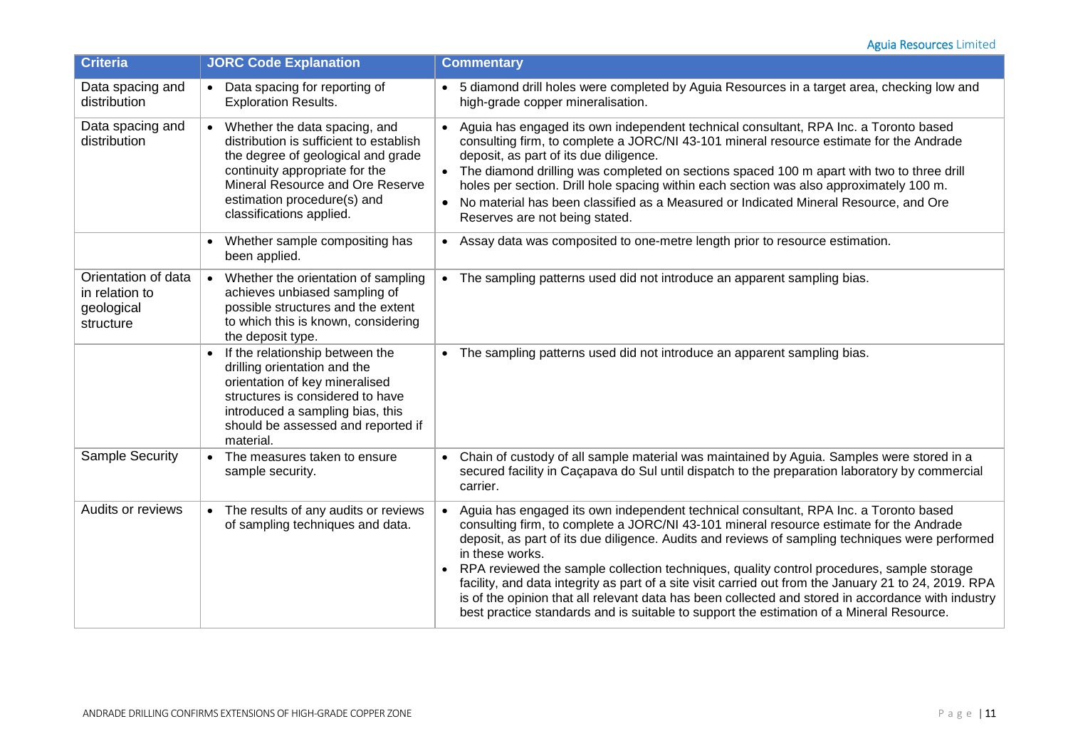| Criteria | JORC Code Explanation | Commentary |
|---|---|---|
| Data spacing and distribution | • Data spacing for reporting of Exploration Results. | • 5 diamond drill holes were completed by Aguia Resources in a target area, checking low and high-grade copper mineralisation. |
| Data spacing and distribution | • Whether the data spacing, and distribution is sufficient to establish the degree of geological and grade continuity appropriate for the Mineral Resource and Ore Reserve estimation procedure(s) and classifications applied. | • Aguia has engaged its own independent technical consultant, RPA Inc. a Toronto based consulting firm, to complete a JORC/NI 43-101 mineral resource estimate for the Andrade deposit, as part of its due diligence. <br> • The diamond drilling was completed on sections spaced 100 m apart with two to three drill holes per section. Drill hole spacing within each section was also approximately 100 m. <br> • No material has been classified as a Measured or Indicated Mineral Resource, and Ore Reserves are not being stated. |
| | • Whether sample compositing has been applied. | • Assay data was composited to one-metre length prior to resource estimation. |
| Orientation of data in relation to geological structure | • Whether the orientation of sampling achieves unbiased sampling of possible structures and the extent to which this is known, considering the deposit type. | • The sampling patterns used did not introduce an apparent sampling bias. |
| | • If the relationship between the drilling orientation and the orientation of key mineralised structures is considered to have introduced a sampling bias, this should be assessed and reported if material. | • The sampling patterns used did not introduce an apparent sampling bias. |
| Sample Security | • The measures taken to ensure sample security. | • Chain of custody of all sample material was maintained by Aguia. Samples were stored in a secured facility in Caçapava do Sul until dispatch to the preparation laboratory by commercial carrier. |
| Audits or reviews | • The results of any audits or reviews of sampling techniques and data. | • Aguia has engaged its own independent technical consultant, RPA Inc. a Toronto based consulting firm, to complete a JORC/NI 43-101 mineral resource estimate for the Andrade deposit, as part of its due diligence. Audits and reviews of sampling techniques were performed in these works. <br> • RPA reviewed the sample collection techniques, quality control procedures, sample storage facility, and data integrity as part of a site visit carried out from the January 21 to 24, 2019. RPA is of the opinion that all relevant data has been collected and stored in accordance with industry best practice standards and is suitable to support the estimation of a Mineral Resource. |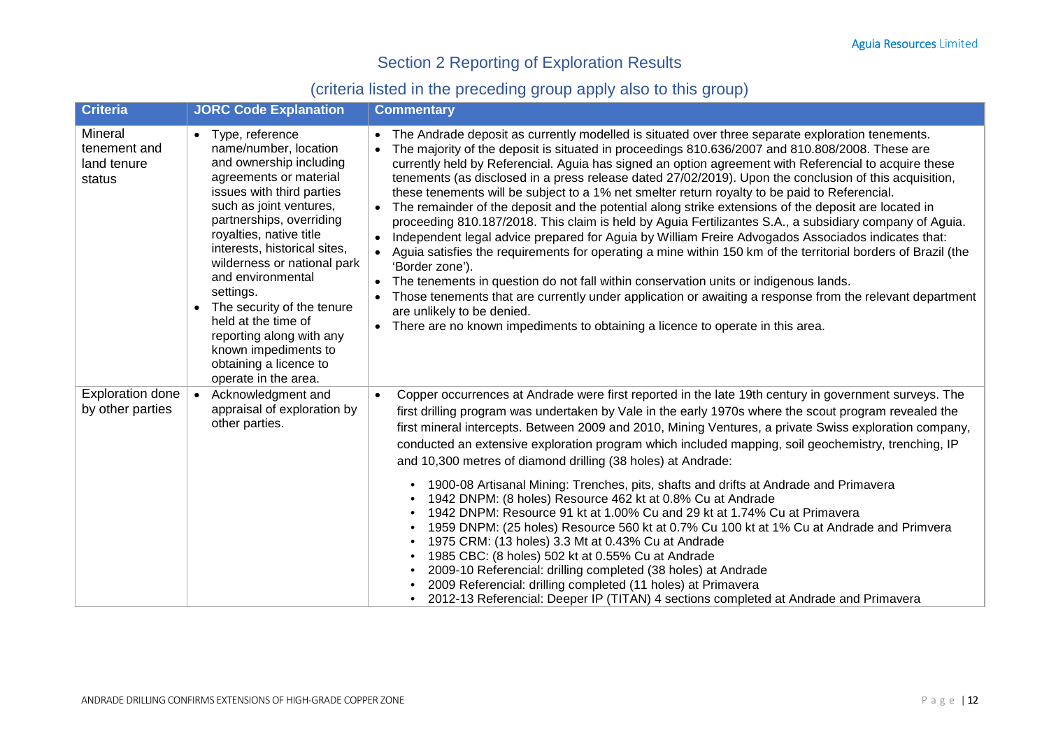## Section 2 Reporting of Exploration Results

### (criteria listed in the preceding group apply also to this group)

| Criteria | JORC Code Explanation | Commentary |
|---|---|---|
| Mineral tenement and land tenure status | • Type, reference name/number, location and ownership including agreements or material issues with third parties such as joint ventures, partnerships, overriding royalties, native title interests, historical sites, wilderness or national park and environmental settings.<br>• The security of the tenure held at the time of reporting along with any known impediments to obtaining a licence to operate in the area. | • The Andrade deposit as currently modelled is situated over three separate exploration tenements.<br>• The majority of the deposit is situated in proceedings 810.636/2007 and 810.808/2008. These are currently held by Referencial. Aguia has signed an option agreement with Referencial to acquire these tenements (as disclosed in a press release dated 27/02/2019). Upon the conclusion of this acquisition, these tenements will be subject to a 1% net smelter return royalty to be paid to Referencial.<br>• The remainder of the deposit and the potential along strike extensions of the deposit are located in proceeding 810.187/2018. This claim is held by Aguia Fertilizantes S.A., a subsidiary company of Aguia.<br>• Independent legal advice prepared for Aguia by William Freire Advogados Associados indicates that:<br>• Aguia satisfies the requirements for operating a mine within 150 km of the territorial borders of Brazil (the 'Border zone').<br>• The tenements in question do not fall within conservation units or indigenous lands.<br>• Those tenements that are currently under application or awaiting a response from the relevant department are unlikely to be denied.<br>• There are no known impediments to obtaining a licence to operate in this area. |
| Exploration done by other parties | • Acknowledgment and appraisal of exploration by other parties. | • Copper occurrences at Andrade were first reported in the late 19th century in government surveys. The first drilling program was undertaken by Vale in the early 1970s where the scout program revealed the first mineral intercepts. Between 2009 and 2010, Mining Ventures, a private Swiss exploration company, conducted an extensive exploration program which included mapping, soil geochemistry, trenching, IP and 10,300 metres of diamond drilling (38 holes) at Andrade:<br>• 1900-08 Artisanal Mining: Trenches, pits, shafts and drifts at Andrade and Primavera<br>• 1942 DNPM: (8 holes) Resource 462 kt at 0.8% Cu at Andrade<br>• 1942 DNPM: Resource 91 kt at 1.00% Cu and 29 kt at 1.74% Cu at Primavera<br>• 1959 DNPM: (25 holes) Resource 560 kt at 0.7% Cu 100 kt at 1% Cu at Andrade and Primvera<br>• 1975 CRM: (13 holes) 3.3 Mt at 0.43% Cu at Andrade<br>• 1985 CBC: (8 holes) 502 kt at 0.55% Cu at Andrade<br>• 2009-10 Referencial: drilling completed (38 holes) at Andrade<br>• 2009 Referencial: drilling completed (11 holes) at Primavera<br>• 2012-13 Referencial: Deeper IP (TITAN) 4 sections completed at Andrade and Primavera |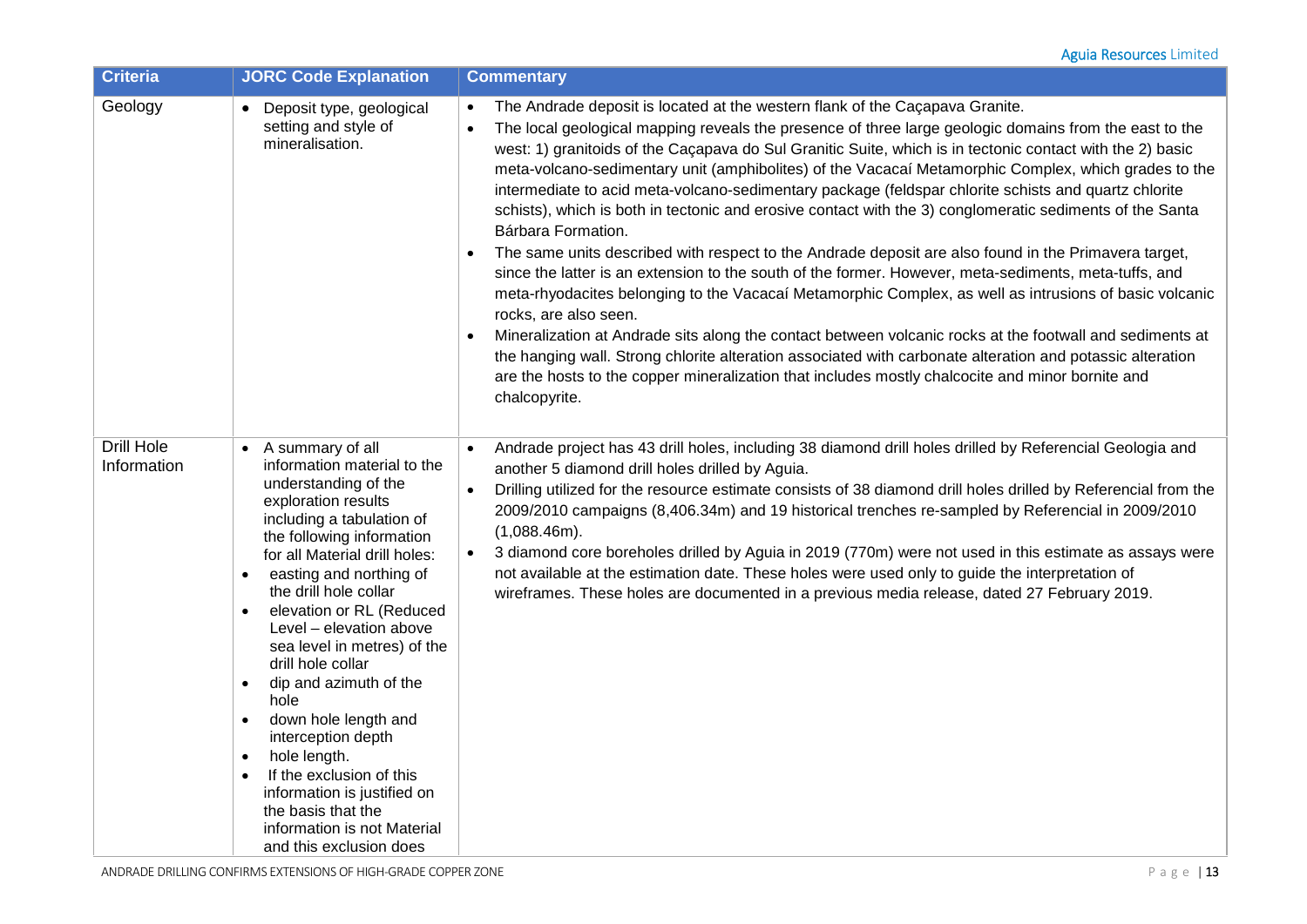| Criteria | JORC Code Explanation | Commentary |
|---|---|---|
| Geology | • Deposit type, geological setting and style of mineralisation. | • The Andrade deposit is located at the western flank of the Caçapava Granite.<br>• The local geological mapping reveals the presence of three large geologic domains from the east to the west: 1) granitoids of the Caçapava do Sul Granitic Suite, which is in tectonic contact with the 2) basic meta-volcano-sedimentary unit (amphibolites) of the Vacacaí Metamorphic Complex, which grades to the intermediate to acid meta-volcano-sedimentary package (feldspar chlorite schists and quartz chlorite schists), which is both in tectonic and erosive contact with the 3) conglomeratic sediments of the Santa Bárbara Formation.<br>• The same units described with respect to the Andrade deposit are also found in the Primavera target, since the latter is an extension to the south of the former. However, meta-sediments, meta-tuffs, and meta-rhyodacites belonging to the Vacacaí Metamorphic Complex, as well as intrusions of basic volcanic rocks, are also seen.<br>• Mineralization at Andrade sits along the contact between volcanic rocks at the footwall and sediments at the hanging wall. Strong chlorite alteration associated with carbonate alteration and potassic alteration are the hosts to the copper mineralization that includes mostly chalcocite and minor bornite and chalcopyrite. |
| Drill Hole Information | • A summary of all information material to the understanding of the exploration results including a tabulation of the following information for all Material drill holes:<br>• easting and northing of the drill hole collar<br>• elevation or RL (Reduced Level – elevation above sea level in metres) of the drill hole collar<br>• dip and azimuth of the hole<br>• down hole length and interception depth<br>• hole length.<br>• If the exclusion of this information is justified on the basis that the information is not Material and this exclusion does | • Andrade project has 43 drill holes, including 38 diamond drill holes drilled by Referencial Geologia and another 5 diamond drill holes drilled by Aguia.<br>• Drilling utilized for the resource estimate consists of 38 diamond drill holes drilled by Referencial from the 2009/2010 campaigns (8,406.34m) and 19 historical trenches re-sampled by Referencial in 2009/2010 (1,088.46m).<br>• 3 diamond core boreholes drilled by Aguia in 2019 (770m) were not used in this estimate as assays were not available at the estimation date. These holes were used only to guide the interpretation of wireframes. These holes are documented in a previous media release, dated 27 February 2019. |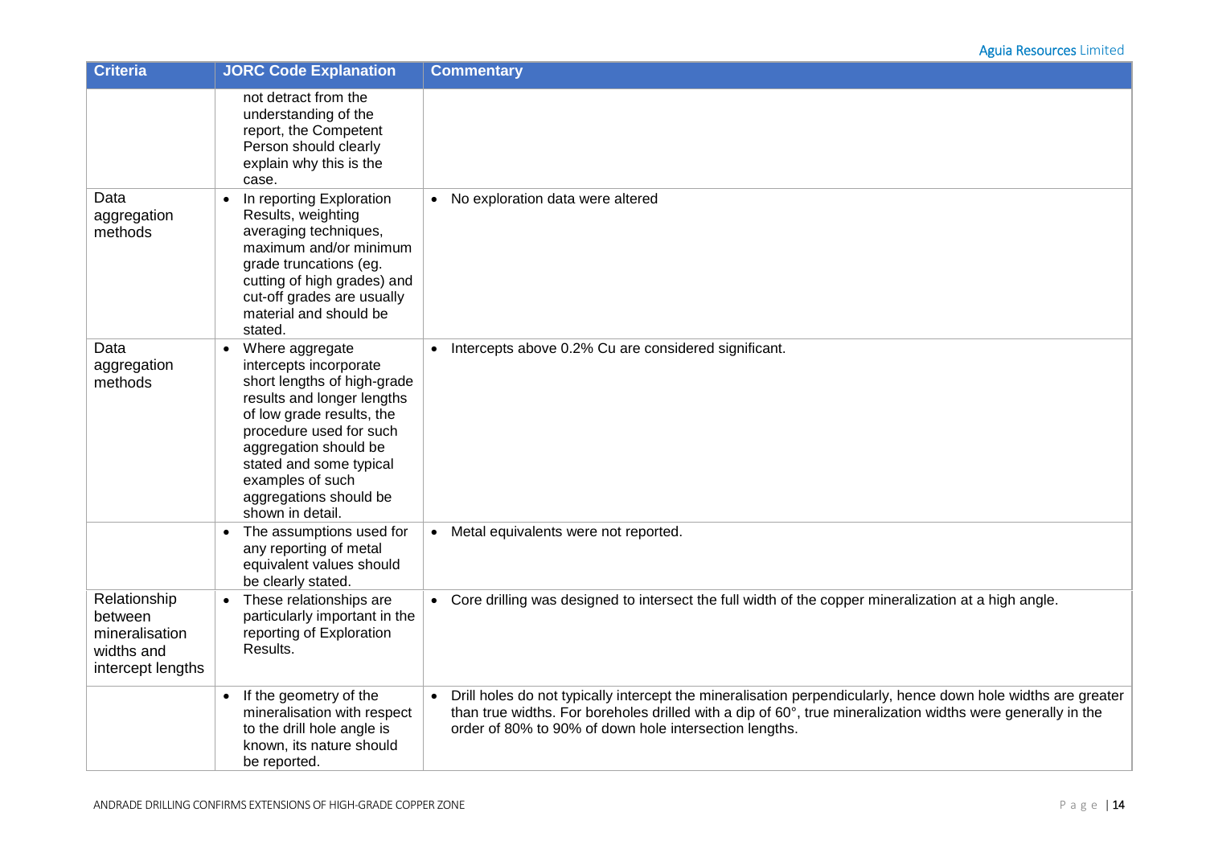| Criteria | JORC Code Explanation | Commentary |
|---|---|---|
| | not detract from the understanding of the report, the Competent Person should clearly explain why this is the case. | |
| Data aggregation methods | • In reporting Exploration Results, weighting averaging techniques, maximum and/or minimum grade truncations (eg. cutting of high grades) and cut-off grades are usually material and should be stated. | • No exploration data were altered |
| Data aggregation methods | • Where aggregate intercepts incorporate short lengths of high-grade results and longer lengths of low grade results, the procedure used for such aggregation should be stated and some typical examples of such aggregations should be shown in detail. | • Intercepts above 0.2% Cu are considered significant. |
| | • The assumptions used for any reporting of metal equivalent values should be clearly stated. | • Metal equivalents were not reported. |
| Relationship between mineralisation widths and intercept lengths | • These relationships are particularly important in the reporting of Exploration Results. | • Core drilling was designed to intersect the full width of the copper mineralization at a high angle. |
| | • If the geometry of the mineralisation with respect to the drill hole angle is known, its nature should be reported. | • Drill holes do not typically intercept the mineralisation perpendicularly, hence down hole widths are greater than true widths. For boreholes drilled with a dip of 60°, true mineralization widths were generally in the order of 80% to 90% of down hole intersection lengths. |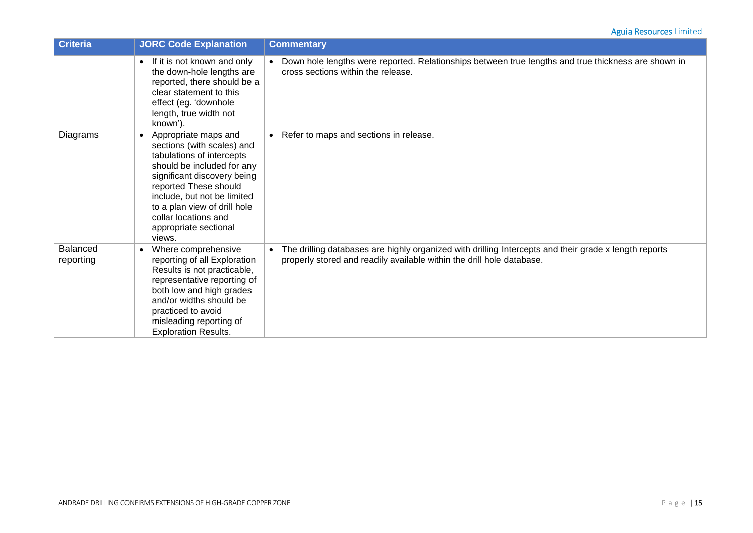| Criteria | JORC Code Explanation | Commentary |
|---|---|---|
| | • If it is not known and only the down-hole lengths are reported, there should be a clear statement to this effect (eg. 'downhole length, true width not known'). | • Down hole lengths were reported. Relationships between true lengths and true thickness are shown in cross sections within the release. |
| Diagrams | • Appropriate maps and sections (with scales) and tabulations of intercepts should be included for any significant discovery being reported These should include, but not be limited to a plan view of drill hole collar locations and appropriate sectional views. | • Refer to maps and sections in release. |
| Balanced reporting | • Where comprehensive reporting of all Exploration Results is not practicable, representative reporting of both low and high grades and/or widths should be practiced to avoid misleading reporting of Exploration Results. | • The drilling databases are highly organized with drilling Intercepts and their grade x length reports properly stored and readily available within the drill hole database. |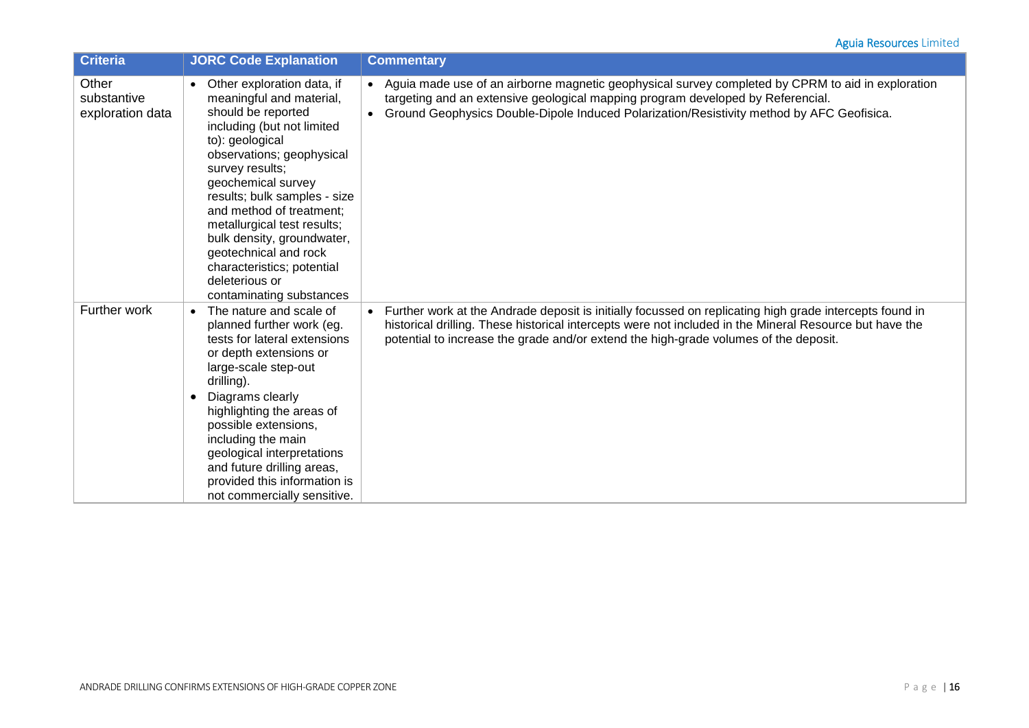| Criteria | JORC Code Explanation | Commentary |
|---|---|---|
| Other substantive exploration data | • Other exploration data, if meaningful and material, should be reported including (but not limited to): geological observations; geophysical survey results; geochemical survey results; bulk samples - size and method of treatment; metallurgical test results; bulk density, groundwater, geotechnical and rock characteristics; potential deleterious or contaminating substances | • Aguia made use of an airborne magnetic geophysical survey completed by CPRM to aid in exploration targeting and an extensive geological mapping program developed by Referencial.<br>• Ground Geophysics Double-Dipole Induced Polarization/Resistivity method by AFC Geofisica. |
| Further work | • The nature and scale of planned further work (eg. tests for lateral extensions or depth extensions or large-scale step-out drilling).<br>• Diagrams clearly highlighting the areas of possible extensions, including the main geological interpretations and future drilling areas, provided this information is not commercially sensitive. | • Further work at the Andrade deposit is initially focussed on replicating high grade intercepts found in historical drilling. These historical intercepts were not included in the Mineral Resource but have the potential to increase the grade and/or extend the high-grade volumes of the deposit. |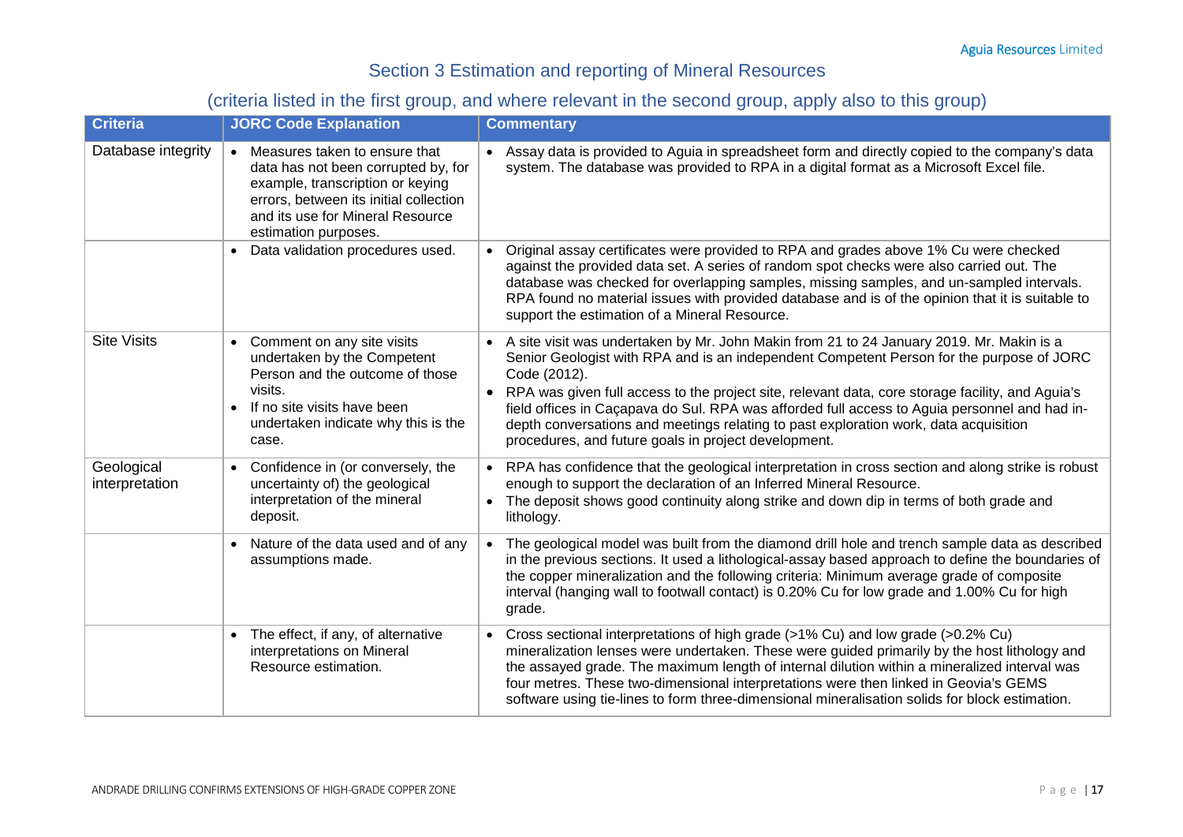## Section 3 Estimation and reporting of Mineral Resources

### (criteria listed in the first group, and where relevant in the second group, apply also to this group)

| Criteria | JORC Code Explanation | Commentary |
|---|---|---|
| Database integrity | • Measures taken to ensure that data has not been corrupted by, for example, transcription or keying errors, between its initial collection and its use for Mineral Resource estimation purposes. | • Assay data is provided to Aguia in spreadsheet form and directly copied to the company's data system. The database was provided to RPA in a digital format as a Microsoft Excel file. |
| | • Data validation procedures used. | • Original assay certificates were provided to RPA and grades above 1% Cu were checked against the provided data set. A series of random spot checks were also carried out. The database was checked for overlapping samples, missing samples, and un-sampled intervals. RPA found no material issues with provided database and is of the opinion that it is suitable to support the estimation of a Mineral Resource. |
| Site Visits | • Comment on any site visits undertaken by the Competent Person and the outcome of those visits.<br>• If no site visits have been undertaken indicate why this is the case. | • A site visit was undertaken by Mr. John Makin from 21 to 24 January 2019. Mr. Makin is a Senior Geologist with RPA and is an independent Competent Person for the purpose of JORC Code (2012).<br>• RPA was given full access to the project site, relevant data, core storage facility, and Aguia's field offices in Caçapava do Sul. RPA was afforded full access to Aguia personnel and had in-depth conversations and meetings relating to past exploration work, data acquisition procedures, and future goals in project development. |
| Geological interpretation | • Confidence in (or conversely, the uncertainty of) the geological interpretation of the mineral deposit. | • RPA has confidence that the geological interpretation in cross section and along strike is robust enough to support the declaration of an Inferred Mineral Resource.<br>• The deposit shows good continuity along strike and down dip in terms of both grade and lithology. |
| | • Nature of the data used and of any assumptions made. | • The geological model was built from the diamond drill hole and trench sample data as described in the previous sections. It used a lithological-assay based approach to define the boundaries of the copper mineralization and the following criteria: Minimum average grade of composite interval (hanging wall to footwall contact) is 0.20% Cu for low grade and 1.00% Cu for high grade. |
| | • The effect, if any, of alternative interpretations on Mineral Resource estimation. | • Cross sectional interpretations of high grade (>1% Cu) and low grade (>0.2% Cu) mineralization lenses were undertaken. These were guided primarily by the host lithology and the assayed grade. The maximum length of internal dilution within a mineralized interval was four metres. These two-dimensional interpretations were then linked in Geovia's GEMS software using tie-lines to form three-dimensional mineralisation solids for block estimation. |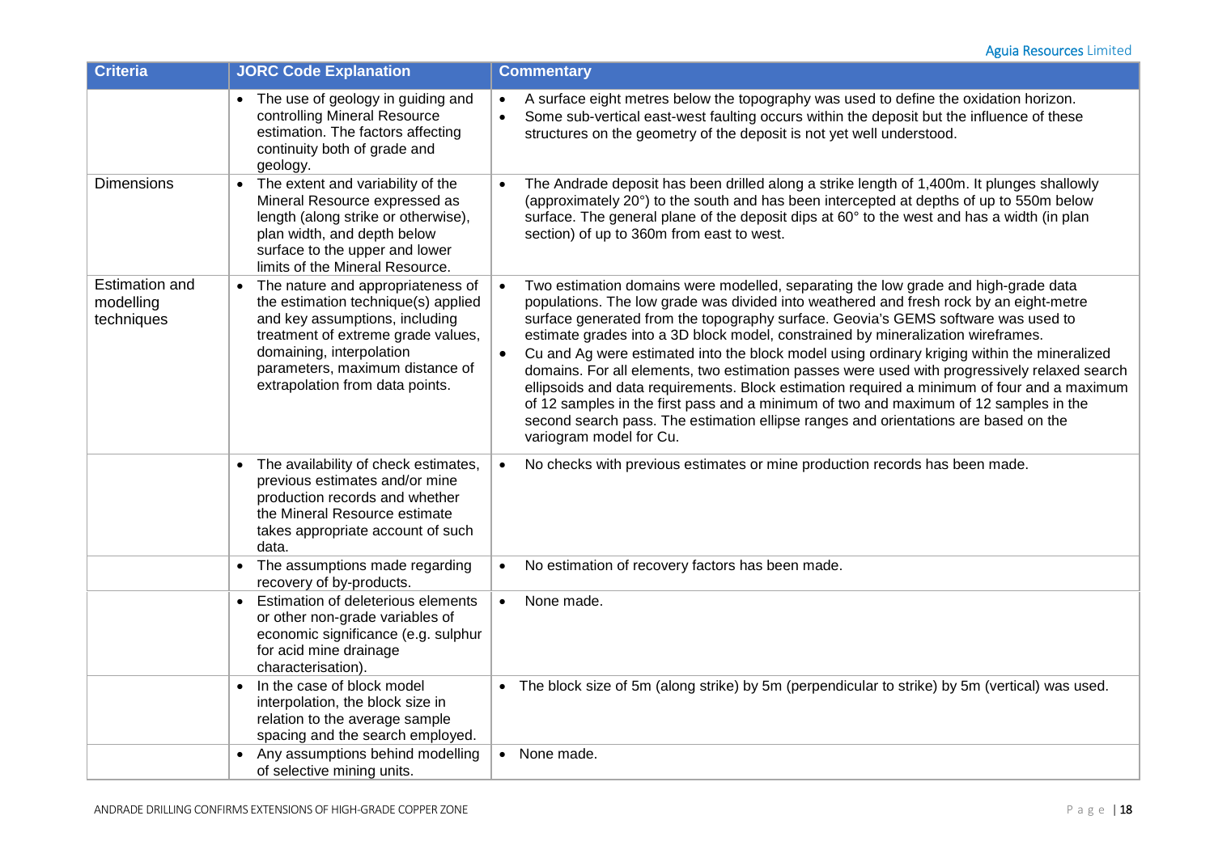| Criteria | JORC Code Explanation | Commentary |
|---|---|---|
| | • The use of geology in guiding and controlling Mineral Resource estimation. The factors affecting continuity both of grade and geology. | • A surface eight metres below the topography was used to define the oxidation horizon.<br>• Some sub-vertical east-west faulting occurs within the deposit but the influence of these structures on the geometry of the deposit is not yet well understood. |
| Dimensions | • The extent and variability of the Mineral Resource expressed as length (along strike or otherwise), plan width, and depth below surface to the upper and lower limits of the Mineral Resource. | • The Andrade deposit has been drilled along a strike length of 1,400m. It plunges shallowly (approximately 20°) to the south and has been intercepted at depths of up to 550m below surface. The general plane of the deposit dips at 60° to the west and has a width (in plan section) of up to 360m from east to west. |
| Estimation and modelling techniques | • The nature and appropriateness of the estimation technique(s) applied and key assumptions, including treatment of extreme grade values, domaining, interpolation parameters, maximum distance of extrapolation from data points. | • Two estimation domains were modelled, separating the low grade and high-grade data populations. The low grade was divided into weathered and fresh rock by an eight-metre surface generated from the topography surface. Geovia's GEMS software was used to estimate grades into a 3D block model, constrained by mineralization wireframes.<br>• Cu and Ag were estimated into the block model using ordinary kriging within the mineralized domains. For all elements, two estimation passes were used with progressively relaxed search ellipsoids and data requirements. Block estimation required a minimum of four and a maximum of 12 samples in the first pass and a minimum of two and maximum of 12 samples in the second search pass. The estimation ellipse ranges and orientations are based on the variogram model for Cu. |
| | • The availability of check estimates, previous estimates and/or mine production records and whether the Mineral Resource estimate takes appropriate account of such data. | • No checks with previous estimates or mine production records has been made. |
| | • The assumptions made regarding recovery of by-products. | • No estimation of recovery factors has been made. |
| | • Estimation of deleterious elements or other non-grade variables of economic significance (e.g. sulphur for acid mine drainage characterisation). | • None made. |
| | • In the case of block model interpolation, the block size in relation to the average sample spacing and the search employed. | • The block size of 5m (along strike) by 5m (perpendicular to strike) by 5m (vertical) was used. |
| | • Any assumptions behind modelling of selective mining units. | • None made. |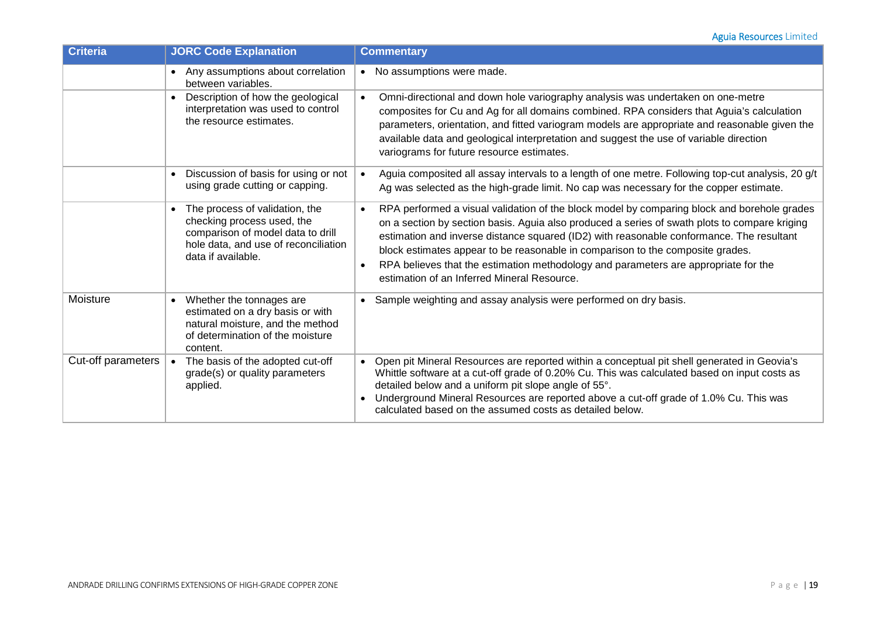| Criteria | JORC Code Explanation | Commentary |
|---|---|---|
| | • Any assumptions about correlation between variables. | • No assumptions were made. |
| | • Description of how the geological interpretation was used to control the resource estimates. | • Omni-directional and down hole variography analysis was undertaken on one-metre composites for Cu and Ag for all domains combined. RPA considers that Aguia's calculation parameters, orientation, and fitted variogram models are appropriate and reasonable given the available data and geological interpretation and suggest the use of variable direction variograms for future resource estimates. |
| | • Discussion of basis for using or not using grade cutting or capping. | • Aguia composited all assay intervals to a length of one metre. Following top-cut analysis, 20 g/t Ag was selected as the high-grade limit. No cap was necessary for the copper estimate. |
| | • The process of validation, the checking process used, the comparison of model data to drill hole data, and use of reconciliation data if available. | • RPA performed a visual validation of the block model by comparing block and borehole grades on a section by section basis. Aguia also produced a series of swath plots to compare kriging estimation and inverse distance squared (ID2) with reasonable conformance. The resultant block estimates appear to be reasonable in comparison to the composite grades.<br>• RPA believes that the estimation methodology and parameters are appropriate for the estimation of an Inferred Mineral Resource. |
| Moisture | • Whether the tonnages are estimated on a dry basis or with natural moisture, and the method of determination of the moisture content. | • Sample weighting and assay analysis were performed on dry basis. |
| Cut-off parameters | • The basis of the adopted cut-off grade(s) or quality parameters applied. | • Open pit Mineral Resources are reported within a conceptual pit shell generated in Geovia's Whittle software at a cut-off grade of 0.20% Cu. This was calculated based on input costs as detailed below and a uniform pit slope angle of 55°.<br>• Underground Mineral Resources are reported above a cut-off grade of 1.0% Cu. This was calculated based on the assumed costs as detailed below. |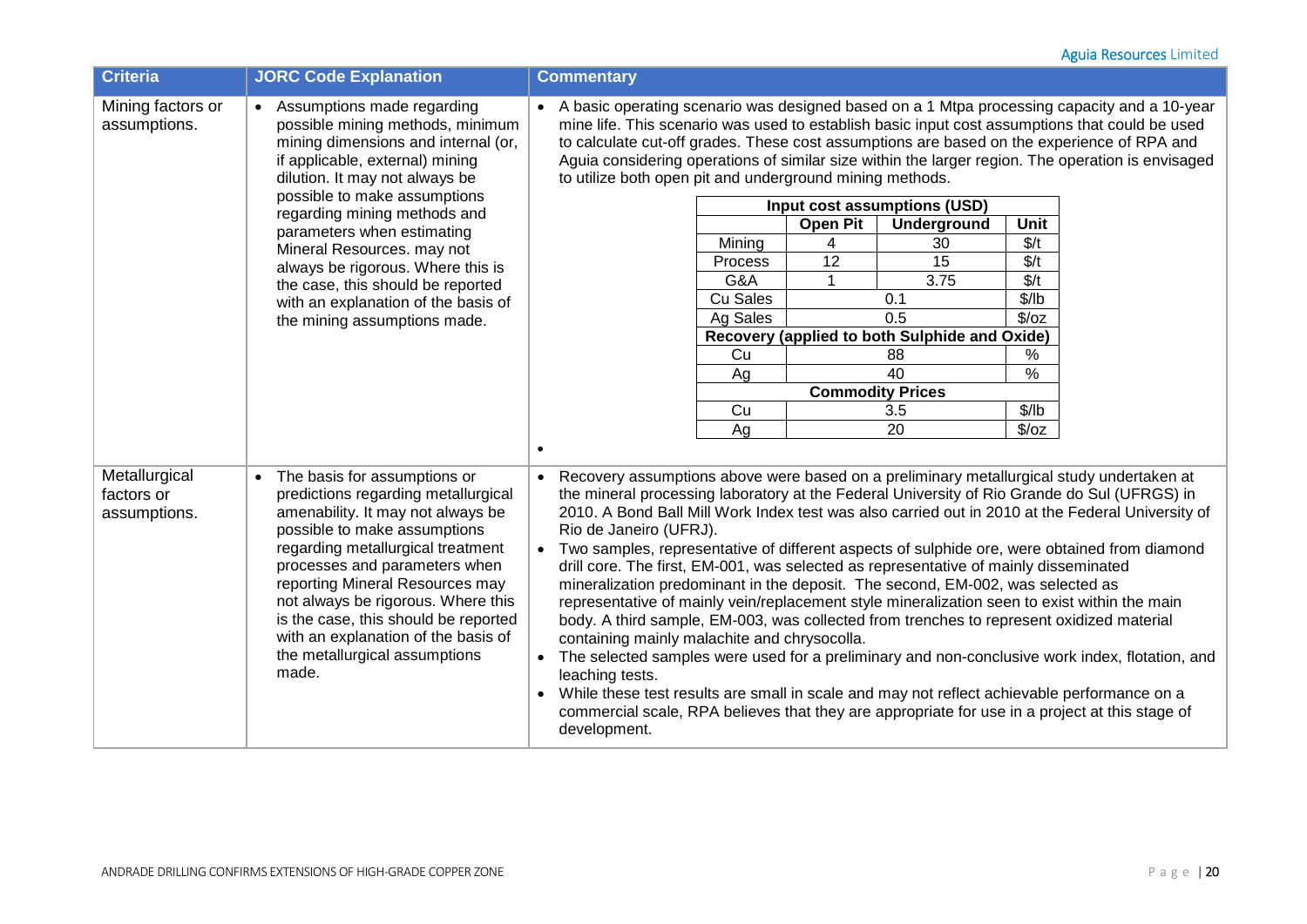| Criteria | JORC Code Explanation | Commentary |
|---|---|---|
| Mining factors or assumptions. | • Assumptions made regarding possible mining methods, minimum mining dimensions and internal (or, if applicable, external) mining dilution. It may not always be possible to make assumptions regarding mining methods and parameters when estimating Mineral Resources. may not always be rigorous. Where this is the case, this should be reported with an explanation of the basis of the mining assumptions made. | • A basic operating scenario was designed based on a 1 Mtpa processing capacity and a 10-year mine life. This scenario was used to establish basic input cost assumptions that could be used to calculate cut-off grades. These cost assumptions are based on the experience of RPA and Aguia considering operations of similar size within the larger region. The operation is envisaged to utilize both open pit and underground mining methods. (See input cost assumptions table below.) |
| Metallurgical factors or assumptions. | • The basis for assumptions or predictions regarding metallurgical amenability. It may not always be possible to make assumptions regarding metallurgical treatment processes and parameters when reporting Mineral Resources may not always be rigorous. Where this is the case, this should be reported with an explanation of the basis of the metallurgical assumptions made. | • Recovery assumptions above were based on a preliminary metallurgical study undertaken at the mineral processing laboratory at the Federal University of Rio Grande do Sul (UFRGS) in 2010. A Bond Ball Mill Work Index test was also carried out in 2010 at the Federal University of Rio de Janeiro (UFRJ).<br>• Two samples, representative of different aspects of sulphide ore, were obtained from diamond drill core. The first, EM-001, was selected as representative of mainly disseminated mineralization predominant in the deposit. The second, EM-002, was selected as representative of mainly vein/replacement style mineralization seen to exist within the main body. A third sample, EM-003, was collected from trenches to represent oxidized material containing mainly malachite and chrysocolla.<br>• The selected samples were used for a preliminary and non-conclusive work index, flotation, and leaching tests.<br>• While these test results are small in scale and may not reflect achievable performance on a commercial scale, RPA believes that they are appropriate for use in a project at this stage of development. |

| Input cost assumptions (USD) | | | |
|---|---|---|---|
| | Open Pit | Underground | Unit |
| Mining | 4 | 30 | \$/t |
| Process | 12 | 15 | \$/t |
| G&A | 1 | 3.75 | \$/t |
| Cu Sales | 0.1 | | \$/lb |
| Ag Sales | 0.5 | | \$/oz |
| **Recovery (applied to both Sulphide and Oxide)** | | | |
| Cu | 88 | | % |
| Ag | 40 | | % |
| **Commodity Prices** | | | |
| Cu | 3.5 | | \$/lb |
| Ag | 20 | | \$/oz |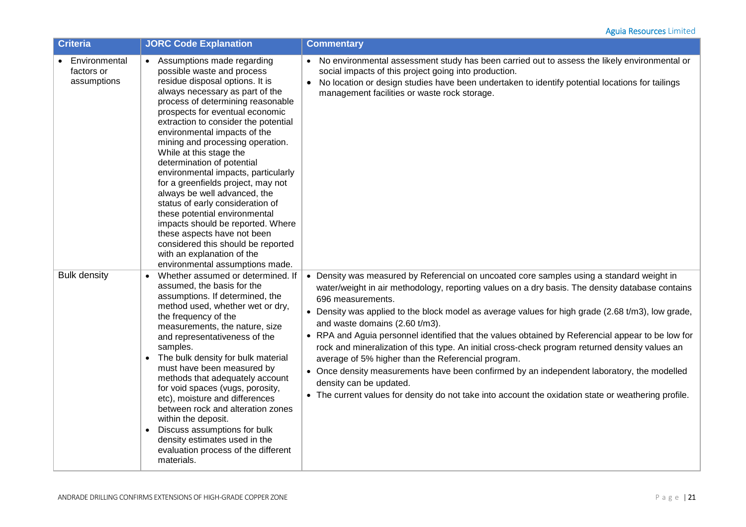| Criteria | JORC Code Explanation | Commentary |
|---|---|---|
| • Environmental factors or assumptions | • Assumptions made regarding possible waste and process residue disposal options. It is always necessary as part of the process of determining reasonable prospects for eventual economic extraction to consider the potential environmental impacts of the mining and processing operation. While at this stage the determination of potential environmental impacts, particularly for a greenfields project, may not always be well advanced, the status of early consideration of these potential environmental impacts should be reported. Where these aspects have not been considered this should be reported with an explanation of the environmental assumptions made. | • No environmental assessment study has been carried out to assess the likely environmental or social impacts of this project going into production. <br> • No location or design studies have been undertaken to identify potential locations for tailings management facilities or waste rock storage. |
| Bulk density | • Whether assumed or determined. If assumed, the basis for the assumptions. If determined, the method used, whether wet or dry, the frequency of the measurements, the nature, size and representativeness of the samples. <br> • The bulk density for bulk material must have been measured by methods that adequately account for void spaces (vugs, porosity, etc), moisture and differences between rock and alteration zones within the deposit. <br> • Discuss assumptions for bulk density estimates used in the evaluation process of the different materials. | • Density was measured by Referencial on uncoated core samples using a standard weight in water/weight in air methodology, reporting values on a dry basis. The density database contains 696 measurements. <br> • Density was applied to the block model as average values for high grade (2.68 t/m3), low grade, and waste domains (2.60 t/m3). <br> • RPA and Aguia personnel identified that the values obtained by Referencial appear to be low for rock and mineralization of this type. An initial cross-check program returned density values an average of 5% higher than the Referencial program. <br> • Once density measurements have been confirmed by an independent laboratory, the modelled density can be updated. <br> • The current values for density do not take into account the oxidation state or weathering profile. |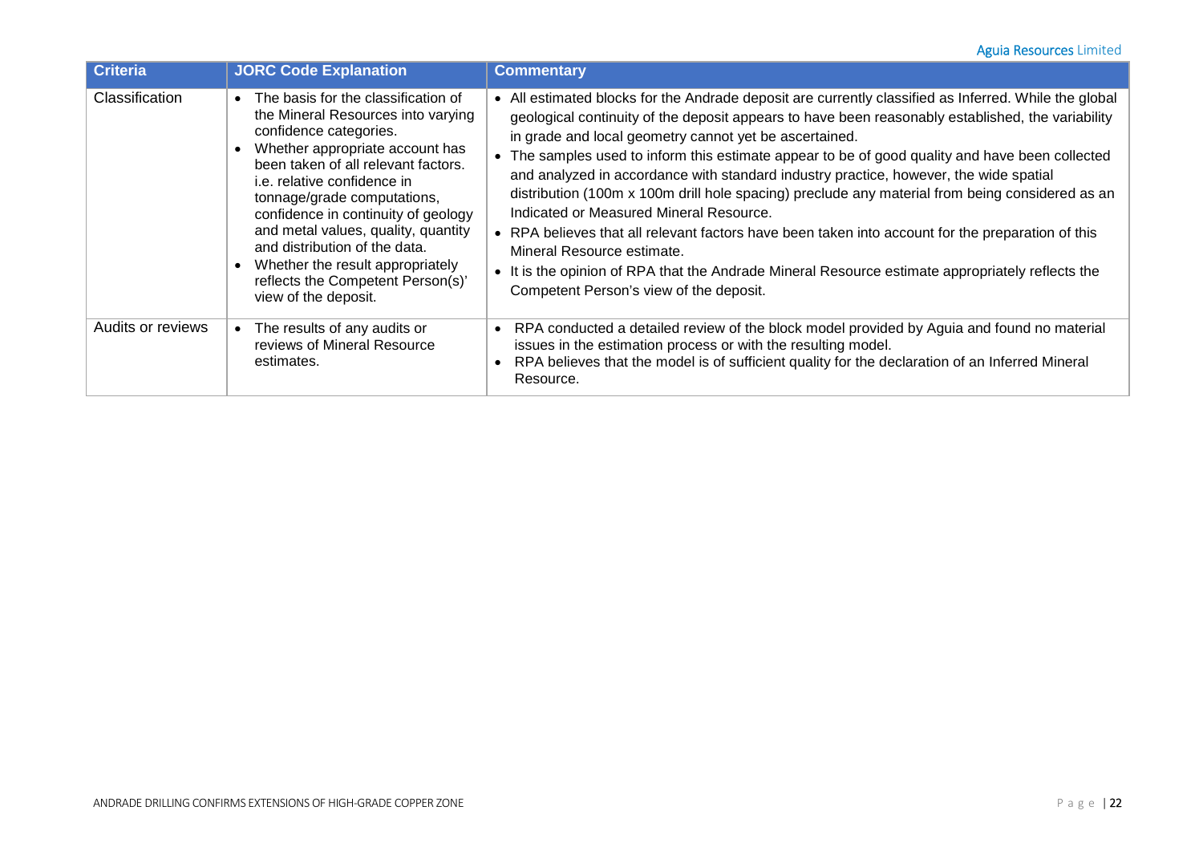| Criteria | JORC Code Explanation | Commentary |
|---|---|---|
| Classification | • The basis for the classification of the Mineral Resources into varying confidence categories.<br>• Whether appropriate account has been taken of all relevant factors. i.e. relative confidence in tonnage/grade computations, confidence in continuity of geology and metal values, quality, quantity and distribution of the data.<br>• Whether the result appropriately reflects the Competent Person(s)' view of the deposit. | • All estimated blocks for the Andrade deposit are currently classified as Inferred. While the global geological continuity of the deposit appears to have been reasonably established, the variability in grade and local geometry cannot yet be ascertained.<br>• The samples used to inform this estimate appear to be of good quality and have been collected and analyzed in accordance with standard industry practice, however, the wide spatial distribution (100m x 100m drill hole spacing) preclude any material from being considered as an Indicated or Measured Mineral Resource.<br>• RPA believes that all relevant factors have been taken into account for the preparation of this Mineral Resource estimate.<br>• It is the opinion of RPA that the Andrade Mineral Resource estimate appropriately reflects the Competent Person's view of the deposit. |
| Audits or reviews | • The results of any audits or reviews of Mineral Resource estimates. | • RPA conducted a detailed review of the block model provided by Aguia and found no material issues in the estimation process or with the resulting model.<br>• RPA believes that the model is of sufficient quality for the declaration of an Inferred Mineral Resource. |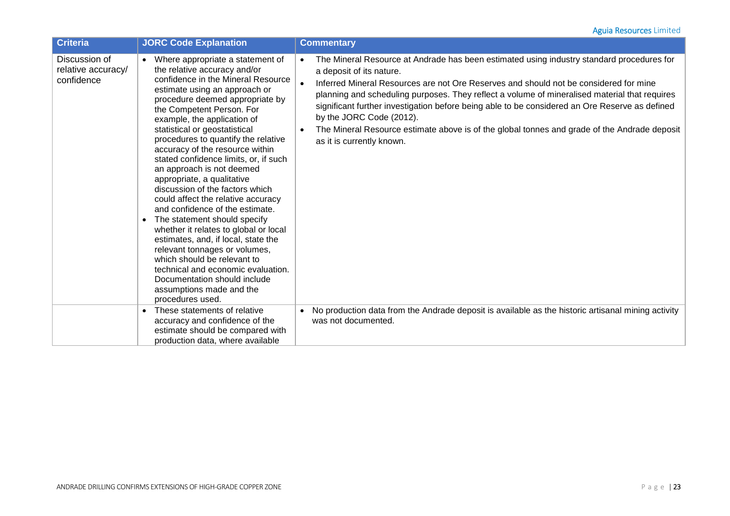| Criteria | JORC Code Explanation | Commentary |
|---|---|---|
| Discussion of relative accuracy/ confidence | • Where appropriate a statement of the relative accuracy and/or confidence in the Mineral Resource estimate using an approach or procedure deemed appropriate by the Competent Person. For example, the application of statistical or geostatistical procedures to quantify the relative accuracy of the resource within stated confidence limits, or, if such an approach is not deemed appropriate, a qualitative discussion of the factors which could affect the relative accuracy and confidence of the estimate.<br>• The statement should specify whether it relates to global or local estimates, and, if local, state the relevant tonnages or volumes, which should be relevant to technical and economic evaluation. Documentation should include assumptions made and the procedures used. | • The Mineral Resource at Andrade has been estimated using industry standard procedures for a deposit of its nature.<br>• Inferred Mineral Resources are not Ore Reserves and should not be considered for mine planning and scheduling purposes. They reflect a volume of mineralised material that requires significant further investigation before being able to be considered an Ore Reserve as defined by the JORC Code (2012).<br>• The Mineral Resource estimate above is of the global tonnes and grade of the Andrade deposit as it is currently known. |
| | • These statements of relative accuracy and confidence of the estimate should be compared with production data, where available | • No production data from the Andrade deposit is available as the historic artisanal mining activity was not documented. |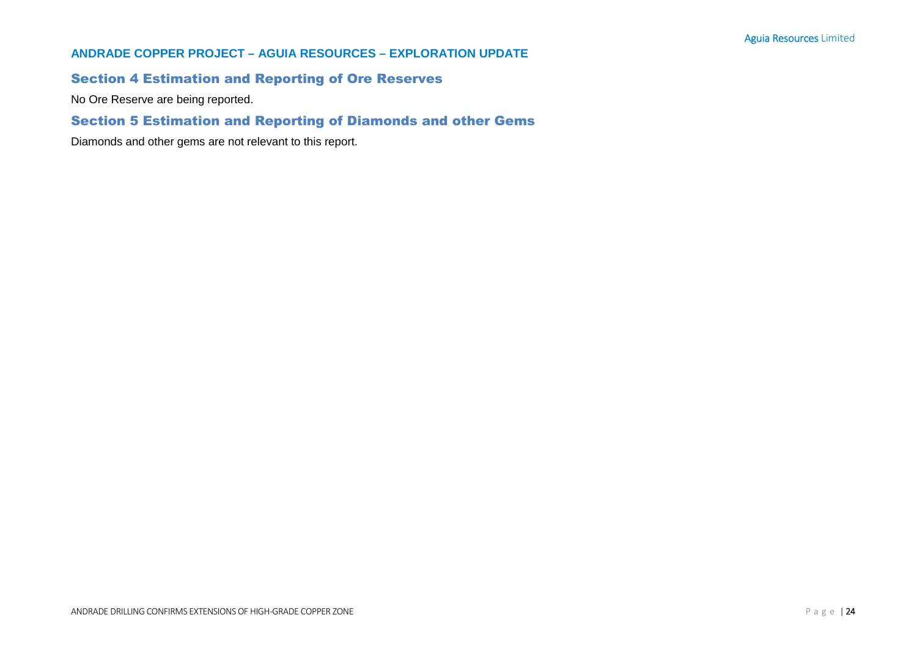## Section 4 Estimation and Reporting of Ore Reserves

No Ore Reserve are being reported.

## Section 5 Estimation and Reporting of Diamonds and other Gems

Diamonds and other gems are not relevant to this report.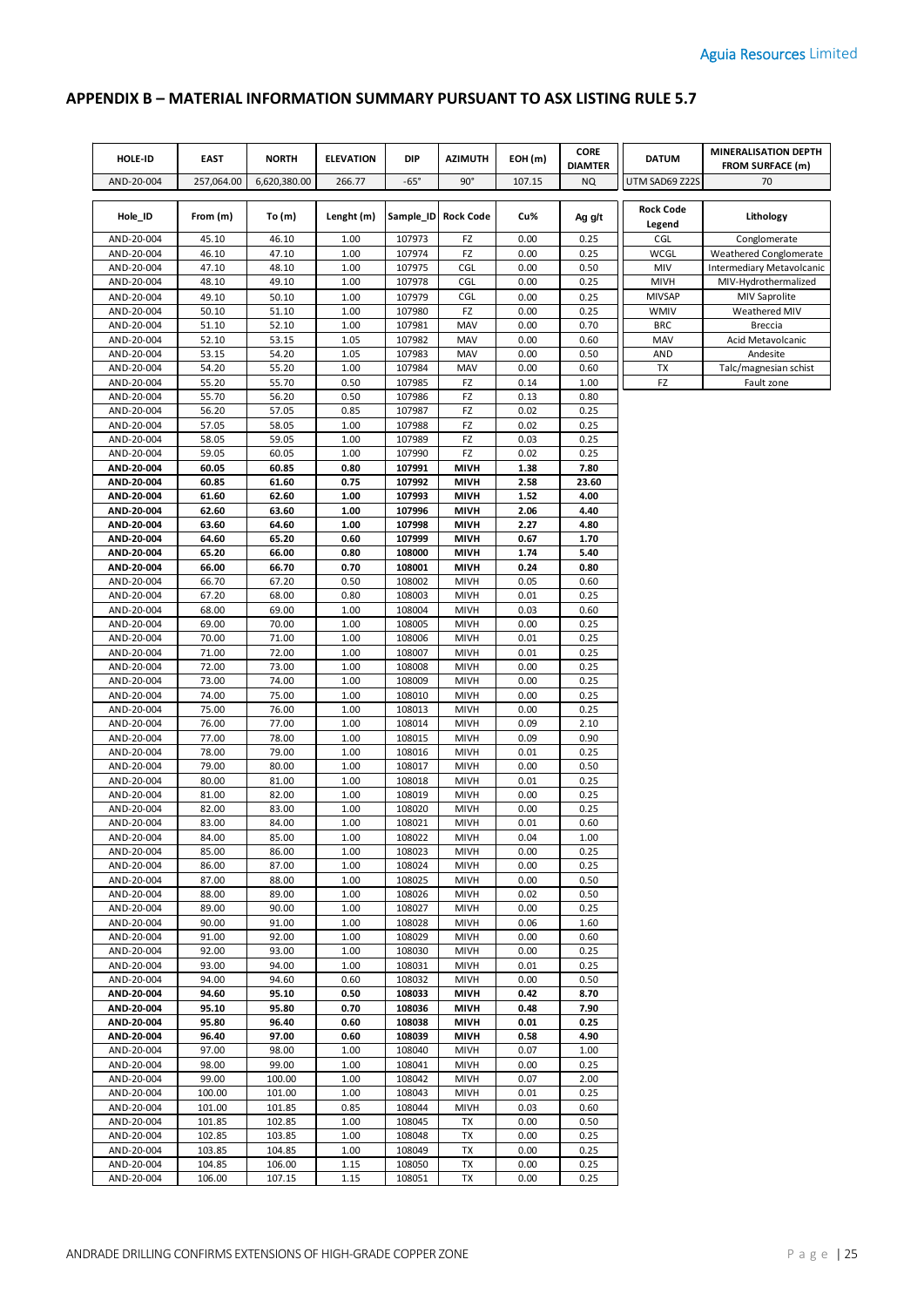## APPENDIX B – MATERIAL INFORMATION SUMMARY PURSUANT TO ASX LISTING RULE 5.7

| HOLE-ID | EAST | NORTH | ELEVATION | DIP | AZIMUTH | EOH (m) | CORE DIAMTER | DATUM | MINERALISATION DEPTH FROM SURFACE (m) |
|---|---|---|---|---|---|---|---|---|---|
| AND-20-004 | 257,064.00 | 6,620,380.00 | 266.77 | -65° | 90° | 107.15 | NQ | UTM SAD69 Z22S | 70 |

| Hole_ID | From (m) | To (m) | Lenght (m) | Sample_ID | Rock Code | Cu% | Ag g/t |
|---|---|---|---|---|---|---|---|
| AND-20-004 | 45.10 | 46.10 | 1.00 | 107973 | FZ | 0.00 | 0.25 |
| AND-20-004 | 46.10 | 47.10 | 1.00 | 107974 | FZ | 0.00 | 0.25 |
| AND-20-004 | 47.10 | 48.10 | 1.00 | 107975 | CGL | 0.00 | 0.50 |
| AND-20-004 | 48.10 | 49.10 | 1.00 | 107978 | CGL | 0.00 | 0.25 |
| AND-20-004 | 49.10 | 50.10 | 1.00 | 107979 | CGL | 0.00 | 0.25 |
| AND-20-004 | 50.10 | 51.10 | 1.00 | 107980 | FZ | 0.00 | 0.25 |
| AND-20-004 | 51.10 | 52.10 | 1.00 | 107981 | MAV | 0.00 | 0.70 |
| AND-20-004 | 52.10 | 53.15 | 1.05 | 107982 | MAV | 0.00 | 0.60 |
| AND-20-004 | 53.15 | 54.20 | 1.05 | 107983 | MAV | 0.00 | 0.50 |
| AND-20-004 | 54.20 | 55.20 | 1.00 | 107984 | MAV | 0.00 | 0.60 |
| AND-20-004 | 55.20 | 55.70 | 0.50 | 107985 | FZ | 0.14 | 1.00 |
| AND-20-004 | 55.70 | 56.20 | 0.50 | 107986 | FZ | 0.13 | 0.80 |
| AND-20-004 | 56.20 | 57.05 | 0.85 | 107987 | FZ | 0.02 | 0.25 |
| AND-20-004 | 57.05 | 58.05 | 1.00 | 107988 | FZ | 0.02 | 0.25 |
| AND-20-004 | 58.05 | 59.05 | 1.00 | 107989 | FZ | 0.03 | 0.25 |
| AND-20-004 | 59.05 | 60.05 | 1.00 | 107990 | FZ | 0.02 | 0.25 |
| **AND-20-004** | **60.05** | **60.85** | **0.80** | **107991** | **MIVH** | **1.38** | **7.80** |
| **AND-20-004** | **60.85** | **61.60** | **0.75** | **107992** | **MIVH** | **2.58** | **23.60** |
| **AND-20-004** | **61.60** | **62.60** | **1.00** | **107993** | **MIVH** | **1.52** | **4.00** |
| **AND-20-004** | **62.60** | **63.60** | **1.00** | **107996** | **MIVH** | **2.06** | **4.40** |
| **AND-20-004** | **63.60** | **64.60** | **1.00** | **107998** | **MIVH** | **2.27** | **4.80** |
| **AND-20-004** | **64.60** | **65.20** | **0.60** | **107999** | **MIVH** | **0.67** | **1.70** |
| **AND-20-004** | **65.20** | **66.00** | **0.80** | **108000** | **MIVH** | **1.74** | **5.40** |
| **AND-20-004** | **66.00** | **66.70** | **0.70** | **108001** | **MIVH** | **0.24** | **0.80** |
| AND-20-004 | 66.70 | 67.20 | 0.50 | 108002 | MIVH | 0.05 | 0.60 |
| AND-20-004 | 67.20 | 68.00 | 0.80 | 108003 | MIVH | 0.01 | 0.25 |
| AND-20-004 | 68.00 | 69.00 | 1.00 | 108004 | MIVH | 0.03 | 0.60 |
| AND-20-004 | 69.00 | 70.00 | 1.00 | 108005 | MIVH | 0.00 | 0.25 |
| AND-20-004 | 70.00 | 71.00 | 1.00 | 108006 | MIVH | 0.01 | 0.25 |
| AND-20-004 | 71.00 | 72.00 | 1.00 | 108007 | MIVH | 0.01 | 0.25 |
| AND-20-004 | 72.00 | 73.00 | 1.00 | 108008 | MIVH | 0.00 | 0.25 |
| AND-20-004 | 73.00 | 74.00 | 1.00 | 108009 | MIVH | 0.00 | 0.25 |
| AND-20-004 | 74.00 | 75.00 | 1.00 | 108010 | MIVH | 0.00 | 0.25 |
| AND-20-004 | 75.00 | 76.00 | 1.00 | 108013 | MIVH | 0.00 | 0.25 |
| AND-20-004 | 76.00 | 77.00 | 1.00 | 108014 | MIVH | 0.09 | 2.10 |
| AND-20-004 | 77.00 | 78.00 | 1.00 | 108015 | MIVH | 0.09 | 0.90 |
| AND-20-004 | 78.00 | 79.00 | 1.00 | 108016 | MIVH | 0.01 | 0.25 |
| AND-20-004 | 79.00 | 80.00 | 1.00 | 108017 | MIVH | 0.00 | 0.50 |
| AND-20-004 | 80.00 | 81.00 | 1.00 | 108018 | MIVH | 0.01 | 0.25 |
| AND-20-004 | 81.00 | 82.00 | 1.00 | 108019 | MIVH | 0.00 | 0.25 |
| AND-20-004 | 82.00 | 83.00 | 1.00 | 108020 | MIVH | 0.00 | 0.25 |
| AND-20-004 | 83.00 | 84.00 | 1.00 | 108021 | MIVH | 0.01 | 0.60 |
| AND-20-004 | 84.00 | 85.00 | 1.00 | 108022 | MIVH | 0.04 | 1.00 |
| AND-20-004 | 85.00 | 86.00 | 1.00 | 108023 | MIVH | 0.00 | 0.25 |
| AND-20-004 | 86.00 | 87.00 | 1.00 | 108024 | MIVH | 0.00 | 0.25 |
| AND-20-004 | 87.00 | 88.00 | 1.00 | 108025 | MIVH | 0.00 | 0.50 |
| AND-20-004 | 88.00 | 89.00 | 1.00 | 108026 | MIVH | 0.02 | 0.50 |
| AND-20-004 | 89.00 | 90.00 | 1.00 | 108027 | MIVH | 0.00 | 0.25 |
| AND-20-004 | 90.00 | 91.00 | 1.00 | 108028 | MIVH | 0.06 | 1.60 |
| AND-20-004 | 91.00 | 92.00 | 1.00 | 108029 | MIVH | 0.00 | 0.60 |
| AND-20-004 | 92.00 | 93.00 | 1.00 | 108030 | MIVH | 0.00 | 0.25 |
| AND-20-004 | 93.00 | 94.00 | 1.00 | 108031 | MIVH | 0.01 | 0.25 |
| AND-20-004 | 94.00 | 94.60 | 0.60 | 108032 | MIVH | 0.00 | 0.50 |
| **AND-20-004** | **94.60** | **95.10** | **0.50** | **108033** | **MIVH** | **0.42** | **8.70** |
| **AND-20-004** | **95.10** | **95.80** | **0.70** | **108036** | **MIVH** | **0.48** | **7.90** |
| **AND-20-004** | **95.80** | **96.40** | **0.60** | **108038** | **MIVH** | **0.01** | **0.25** |
| **AND-20-004** | **96.40** | **97.00** | **0.60** | **108039** | **MIVH** | **0.58** | **4.90** |
| AND-20-004 | 97.00 | 98.00 | 1.00 | 108040 | MIVH | 0.07 | 1.00 |
| AND-20-004 | 98.00 | 99.00 | 1.00 | 108041 | MIVH | 0.00 | 0.25 |
| AND-20-004 | 99.00 | 100.00 | 1.00 | 108042 | MIVH | 0.07 | 2.00 |
| AND-20-004 | 100.00 | 101.00 | 1.00 | 108043 | MIVH | 0.01 | 0.25 |
| AND-20-004 | 101.00 | 101.85 | 0.85 | 108044 | MIVH | 0.03 | 0.60 |
| AND-20-004 | 101.85 | 102.85 | 1.00 | 108045 | TX | 0.00 | 0.50 |
| AND-20-004 | 102.85 | 103.85 | 1.00 | 108048 | TX | 0.00 | 0.25 |
| AND-20-004 | 103.85 | 104.85 | 1.00 | 108049 | TX | 0.00 | 0.25 |
| AND-20-004 | 104.85 | 106.00 | 1.15 | 108050 | TX | 0.00 | 0.25 |
| AND-20-004 | 106.00 | 107.15 | 1.15 | 108051 | TX | 0.00 | 0.25 |

| Rock Code Legend | Lithology |
|---|---|
| CGL | Conglomerate |
| WCGL | Weathered Conglomerate |
| MIV | Intermediary Metavolcanic |
| MIVH | MIV-Hydrothermalized |
| MIVSAP | MIV Saprolite |
| WMIV | Weathered MIV |
| BRC | Breccia |
| MAV | Acid Metavolcanic |
| AND | Andesite |
| TX | Talc/magnesian schist |
| FZ | Fault zone |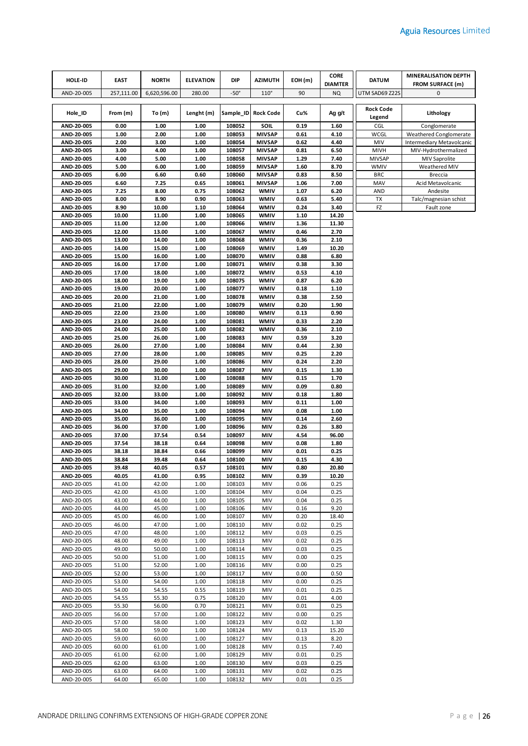| HOLE-ID | EAST | NORTH | ELEVATION | DIP | AZIMUTH | EOH (m) | CORE DIAMTER | DATUM | MINERALISATION DEPTH FROM SURFACE (m) |
|---|---|---|---|---|---|---|---|---|---|
| AND-20-005 | 257,111.00 | 6,620,596.00 | 280.00 | -50° | 110° | 90 | NQ | UTM SAD69 Z22S | 0 |

| Hole_ID | From (m) | To (m) | Lenght (m) | Sample_ID | Rock Code | Cu% | Ag g/t |
|---|---|---|---|---|---|---|---|
| **AND-20-005** | **0.00** | **1.00** | **1.00** | **108052** | **SOIL** | **0.19** | **1.60** |
| **AND-20-005** | **1.00** | **2.00** | **1.00** | **108053** | **MIVSAP** | **0.61** | **4.10** |
| **AND-20-005** | **2.00** | **3.00** | **1.00** | **108054** | **MIVSAP** | **0.62** | **4.40** |
| **AND-20-005** | **3.00** | **4.00** | **1.00** | **108057** | **MIVSAP** | **0.81** | **6.50** |
| **AND-20-005** | **4.00** | **5.00** | **1.00** | **108058** | **MIVSAP** | **1.29** | **7.40** |
| **AND-20-005** | **5.00** | **6.00** | **1.00** | **108059** | **MIVSAP** | **1.60** | **8.70** |
| **AND-20-005** | **6.00** | **6.60** | **0.60** | **108060** | **MIVSAP** | **0.83** | **8.50** |
| **AND-20-005** | **6.60** | **7.25** | **0.65** | **108061** | **MIVSAP** | **1.06** | **7.00** |
| **AND-20-005** | **7.25** | **8.00** | **0.75** | **108062** | **WMIV** | **1.07** | **6.20** |
| **AND-20-005** | **8.00** | **8.90** | **0.90** | **108063** | **WMIV** | **0.63** | **5.40** |
| **AND-20-005** | **8.90** | **10.00** | **1.10** | **108064** | **WMIV** | **0.24** | **3.40** |
| **AND-20-005** | **10.00** | **11.00** | **1.00** | **108065** | **WMIV** | **1.10** | **14.20** |
| **AND-20-005** | **11.00** | **12.00** | **1.00** | **108066** | **WMIV** | **1.36** | **11.30** |
| **AND-20-005** | **12.00** | **13.00** | **1.00** | **108067** | **WMIV** | **0.46** | **2.70** |
| **AND-20-005** | **13.00** | **14.00** | **1.00** | **108068** | **WMIV** | **0.36** | **2.10** |
| **AND-20-005** | **14.00** | **15.00** | **1.00** | **108069** | **WMIV** | **1.49** | **10.20** |
| **AND-20-005** | **15.00** | **16.00** | **1.00** | **108070** | **WMIV** | **0.88** | **6.80** |
| **AND-20-005** | **16.00** | **17.00** | **1.00** | **108071** | **WMIV** | **0.38** | **3.30** |
| **AND-20-005** | **17.00** | **18.00** | **1.00** | **108072** | **WMIV** | **0.53** | **4.10** |
| **AND-20-005** | **18.00** | **19.00** | **1.00** | **108075** | **WMIV** | **0.87** | **6.20** |
| **AND-20-005** | **19.00** | **20.00** | **1.00** | **108077** | **WMIV** | **0.18** | **1.10** |
| **AND-20-005** | **20.00** | **21.00** | **1.00** | **108078** | **WMIV** | **0.38** | **2.50** |
| **AND-20-005** | **21.00** | **22.00** | **1.00** | **108079** | **WMIV** | **0.20** | **1.90** |
| **AND-20-005** | **22.00** | **23.00** | **1.00** | **108080** | **WMIV** | **0.13** | **0.90** |
| **AND-20-005** | **23.00** | **24.00** | **1.00** | **108081** | **WMIV** | **0.33** | **2.20** |
| **AND-20-005** | **24.00** | **25.00** | **1.00** | **108082** | **WMIV** | **0.36** | **2.10** |
| **AND-20-005** | **25.00** | **26.00** | **1.00** | **108083** | **MIV** | **0.59** | **3.20** |
| **AND-20-005** | **26.00** | **27.00** | **1.00** | **108084** | **MIV** | **0.44** | **2.30** |
| **AND-20-005** | **27.00** | **28.00** | **1.00** | **108085** | **MIV** | **0.25** | **2.20** |
| **AND-20-005** | **28.00** | **29.00** | **1.00** | **108086** | **MIV** | **0.24** | **2.20** |
| **AND-20-005** | **29.00** | **30.00** | **1.00** | **108087** | **MIV** | **0.15** | **1.30** |
| **AND-20-005** | **30.00** | **31.00** | **1.00** | **108088** | **MIV** | **0.15** | **1.70** |
| **AND-20-005** | **31.00** | **32.00** | **1.00** | **108089** | **MIV** | **0.09** | **0.80** |
| **AND-20-005** | **32.00** | **33.00** | **1.00** | **108092** | **MIV** | **0.18** | **1.80** |
| **AND-20-005** | **33.00** | **34.00** | **1.00** | **108093** | **MIV** | **0.11** | **1.00** |
| **AND-20-005** | **34.00** | **35.00** | **1.00** | **108094** | **MIV** | **0.08** | **1.00** |
| **AND-20-005** | **35.00** | **36.00** | **1.00** | **108095** | **MIV** | **0.14** | **2.60** |
| **AND-20-005** | **36.00** | **37.00** | **1.00** | **108096** | **MIV** | **0.26** | **3.80** |
| **AND-20-005** | **37.00** | **37.54** | **0.54** | **108097** | **MIV** | **4.54** | **96.00** |
| **AND-20-005** | **37.54** | **38.18** | **0.64** | **108098** | **MIV** | **0.08** | **1.80** |
| **AND-20-005** | **38.18** | **38.84** | **0.66** | **108099** | **MIV** | **0.01** | **0.25** |
| **AND-20-005** | **38.84** | **39.48** | **0.64** | **108100** | **MIV** | **0.15** | **4.30** |
| **AND-20-005** | **39.48** | **40.05** | **0.57** | **108101** | **MIV** | **0.80** | **20.80** |
| **AND-20-005** | **40.05** | **41.00** | **0.95** | **108102** | **MIV** | **0.39** | **10.20** |
| AND-20-005 | 41.00 | 42.00 | 1.00 | 108103 | MIV | 0.06 | 0.25 |
| AND-20-005 | 42.00 | 43.00 | 1.00 | 108104 | MIV | 0.04 | 0.25 |
| AND-20-005 | 43.00 | 44.00 | 1.00 | 108105 | MIV | 0.04 | 0.25 |
| AND-20-005 | 44.00 | 45.00 | 1.00 | 108106 | MIV | 0.16 | 9.20 |
| AND-20-005 | 45.00 | 46.00 | 1.00 | 108107 | MIV | 0.20 | 18.40 |
| AND-20-005 | 46.00 | 47.00 | 1.00 | 108110 | MIV | 0.02 | 0.25 |
| AND-20-005 | 47.00 | 48.00 | 1.00 | 108112 | MIV | 0.03 | 0.25 |
| AND-20-005 | 48.00 | 49.00 | 1.00 | 108113 | MIV | 0.02 | 0.25 |
| AND-20-005 | 49.00 | 50.00 | 1.00 | 108114 | MIV | 0.03 | 0.25 |
| AND-20-005 | 50.00 | 51.00 | 1.00 | 108115 | MIV | 0.00 | 0.25 |
| AND-20-005 | 51.00 | 52.00 | 1.00 | 108116 | MIV | 0.00 | 0.25 |
| AND-20-005 | 52.00 | 53.00 | 1.00 | 108117 | MIV | 0.00 | 0.50 |
| AND-20-005 | 53.00 | 54.00 | 1.00 | 108118 | MIV | 0.00 | 0.25 |
| AND-20-005 | 54.00 | 54.55 | 0.55 | 108119 | MIV | 0.01 | 0.25 |
| AND-20-005 | 54.55 | 55.30 | 0.75 | 108120 | MIV | 0.01 | 4.00 |
| AND-20-005 | 55.30 | 56.00 | 0.70 | 108121 | MIV | 0.01 | 0.25 |
| AND-20-005 | 56.00 | 57.00 | 1.00 | 108122 | MIV | 0.00 | 0.25 |
| AND-20-005 | 57.00 | 58.00 | 1.00 | 108123 | MIV | 0.02 | 1.30 |
| AND-20-005 | 58.00 | 59.00 | 1.00 | 108124 | MIV | 0.13 | 15.20 |
| AND-20-005 | 59.00 | 60.00 | 1.00 | 108127 | MIV | 0.13 | 8.20 |
| AND-20-005 | 60.00 | 61.00 | 1.00 | 108128 | MIV | 0.15 | 7.40 |
| AND-20-005 | 61.00 | 62.00 | 1.00 | 108129 | MIV | 0.01 | 0.25 |
| AND-20-005 | 62.00 | 63.00 | 1.00 | 108130 | MIV | 0.03 | 0.25 |
| AND-20-005 | 63.00 | 64.00 | 1.00 | 108131 | MIV | 0.02 | 0.25 |
| AND-20-005 | 64.00 | 65.00 | 1.00 | 108132 | MIV | 0.01 | 0.25 |

| Rock Code Legend | Lithology |
|---|---|
| CGL | Conglomerate |
| WCGL | Weathered Conglomerate |
| MIV | Intermediary Metavolcanic |
| MIVH | MIV-Hydrothermalized |
| MIVSAP | MIV Saprolite |
| WMIV | Weathered MIV |
| BRC | Breccia |
| MAV | Acid Metavolcanic |
| AND | Andesite |
| TX | Talc/magnesian schist |
| FZ | Fault zone |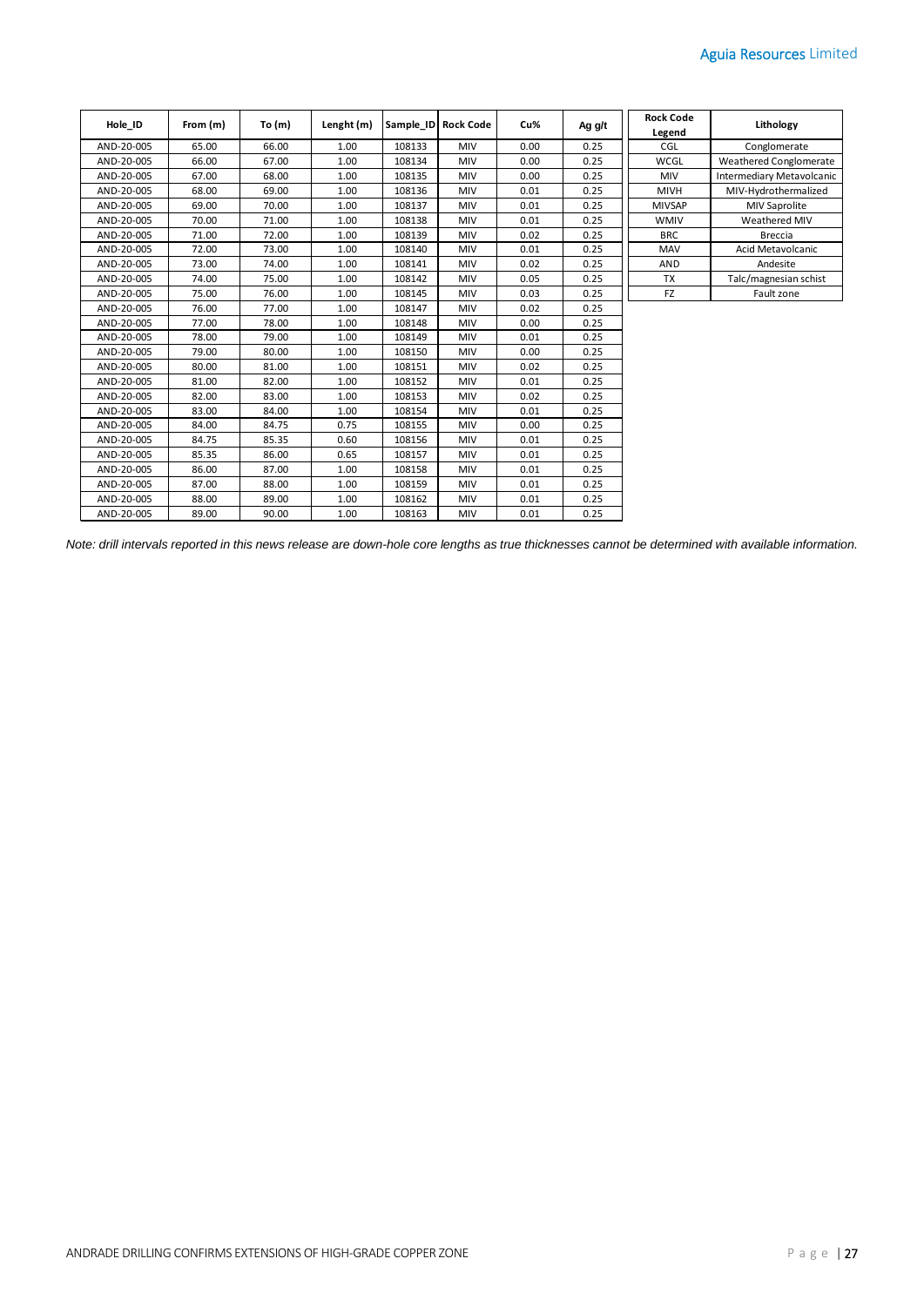| Hole_ID | From (m) | To (m) | Lenght (m) | Sample_ID | Rock Code | Cu% | Ag g/t |
|---|---|---|---|---|---|---|---|
| AND-20-005 | 65.00 | 66.00 | 1.00 | 108133 | MIV | 0.00 | 0.25 |
| AND-20-005 | 66.00 | 67.00 | 1.00 | 108134 | MIV | 0.00 | 0.25 |
| AND-20-005 | 67.00 | 68.00 | 1.00 | 108135 | MIV | 0.00 | 0.25 |
| AND-20-005 | 68.00 | 69.00 | 1.00 | 108136 | MIV | 0.01 | 0.25 |
| AND-20-005 | 69.00 | 70.00 | 1.00 | 108137 | MIV | 0.01 | 0.25 |
| AND-20-005 | 70.00 | 71.00 | 1.00 | 108138 | MIV | 0.01 | 0.25 |
| AND-20-005 | 71.00 | 72.00 | 1.00 | 108139 | MIV | 0.02 | 0.25 |
| AND-20-005 | 72.00 | 73.00 | 1.00 | 108140 | MIV | 0.01 | 0.25 |
| AND-20-005 | 73.00 | 74.00 | 1.00 | 108141 | MIV | 0.02 | 0.25 |
| AND-20-005 | 74.00 | 75.00 | 1.00 | 108142 | MIV | 0.05 | 0.25 |
| AND-20-005 | 75.00 | 76.00 | 1.00 | 108145 | MIV | 0.03 | 0.25 |
| AND-20-005 | 76.00 | 77.00 | 1.00 | 108147 | MIV | 0.02 | 0.25 |
| AND-20-005 | 77.00 | 78.00 | 1.00 | 108148 | MIV | 0.00 | 0.25 |
| AND-20-005 | 78.00 | 79.00 | 1.00 | 108149 | MIV | 0.01 | 0.25 |
| AND-20-005 | 79.00 | 80.00 | 1.00 | 108150 | MIV | 0.00 | 0.25 |
| AND-20-005 | 80.00 | 81.00 | 1.00 | 108151 | MIV | 0.02 | 0.25 |
| AND-20-005 | 81.00 | 82.00 | 1.00 | 108152 | MIV | 0.01 | 0.25 |
| AND-20-005 | 82.00 | 83.00 | 1.00 | 108153 | MIV | 0.02 | 0.25 |
| AND-20-005 | 83.00 | 84.00 | 1.00 | 108154 | MIV | 0.01 | 0.25 |
| AND-20-005 | 84.00 | 84.75 | 0.75 | 108155 | MIV | 0.00 | 0.25 |
| AND-20-005 | 84.75 | 85.35 | 0.60 | 108156 | MIV | 0.01 | 0.25 |
| AND-20-005 | 85.35 | 86.00 | 0.65 | 108157 | MIV | 0.01 | 0.25 |
| AND-20-005 | 86.00 | 87.00 | 1.00 | 108158 | MIV | 0.01 | 0.25 |
| AND-20-005 | 87.00 | 88.00 | 1.00 | 108159 | MIV | 0.01 | 0.25 |
| AND-20-005 | 88.00 | 89.00 | 1.00 | 108162 | MIV | 0.01 | 0.25 |
| AND-20-005 | 89.00 | 90.00 | 1.00 | 108163 | MIV | 0.01 | 0.25 |

| Rock Code Legend | Lithology |
|---|---|
| CGL | Conglomerate |
| WCGL | Weathered Conglomerate |
| MIV | Intermediary Metavolcanic |
| MIVH | MIV-Hydrothermalized |
| MIVSAP | MIV Saprolite |
| WMIV | Weathered MIV |
| BRC | Breccia |
| MAV | Acid Metavolcanic |
| AND | Andesite |
| TX | Talc/magnesian schist |
| FZ | Fault zone |

*Note: drill intervals reported in this news release are down-hole core lengths as true thicknesses cannot be determined with available information.*